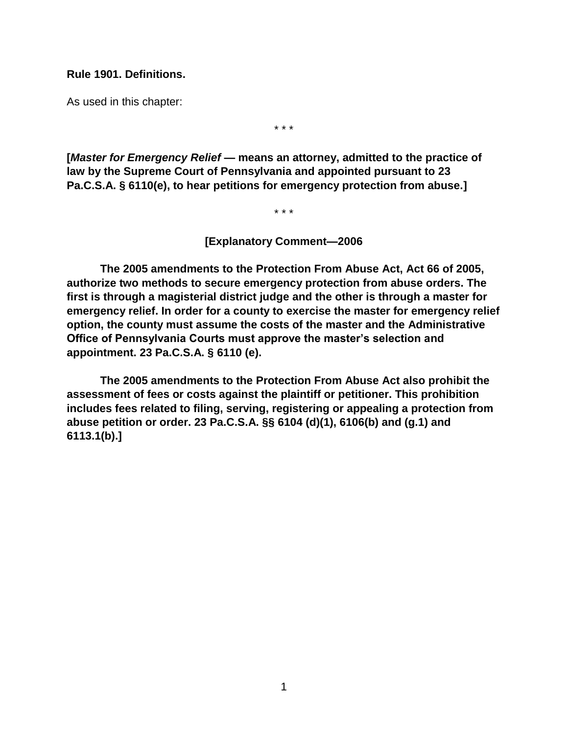**Rule 1901. Definitions.**

As used in this chapter:

\* \* \*

**[*Master for Emergency Relief* — means an attorney, admitted to the practice of law by the Supreme Court of Pennsylvania and appointed pursuant to 23 Pa.C.S.A. § 6110(e), to hear petitions for emergency protection from abuse.]**

\* \* \*

**[Explanatory Comment—2006**

**The 2005 amendments to the Protection From Abuse Act, Act 66 of 2005, authorize two methods to secure emergency protection from abuse orders. The first is through a magisterial district judge and the other is through a master for emergency relief. In order for a county to exercise the master for emergency relief option, the county must assume the costs of the master and the Administrative Office of Pennsylvania Courts must approve the master's selection and appointment. 23 Pa.C.S.A. § 6110 (e).**

**The 2005 amendments to the Protection From Abuse Act also prohibit the assessment of fees or costs against the plaintiff or petitioner. This prohibition includes fees related to filing, serving, registering or appealing a protection from abuse petition or order. 23 Pa.C.S.A. §§ 6104 (d)(1), 6106(b) and (g.1) and 6113.1(b).]**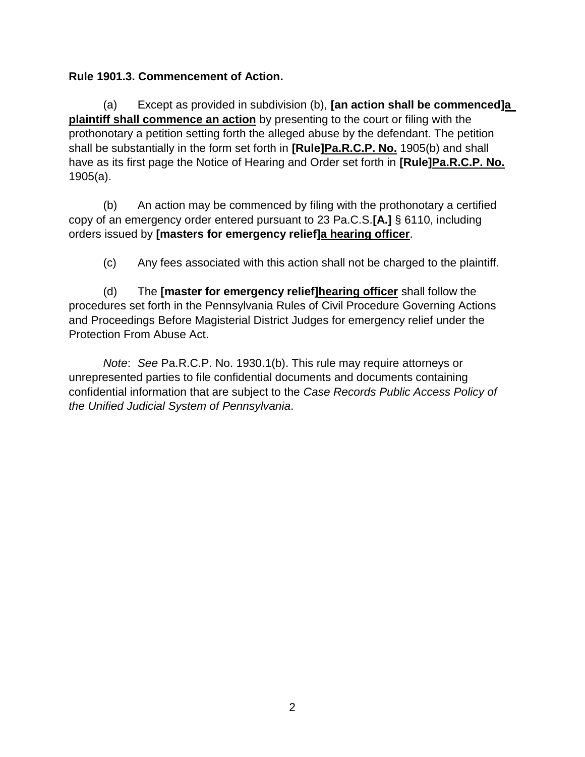**Rule 1901.3. Commencement of Action.**

(a) Except as provided in subdivision (b), **[an action shall be commenced]**<u>**a plaintiff shall commence an action**</u> by presenting to the court or filing with the prothonotary a petition setting forth the alleged abuse by the defendant. The petition shall be substantially in the form set forth in **[Rule]**<u>**Pa.R.C.P. No.**</u> 1905(b) and shall have as its first page the Notice of Hearing and Order set forth in **[Rule]**<u>**Pa.R.C.P. No.**</u> 1905(a).

(b) An action may be commenced by filing with the prothonotary a certified copy of an emergency order entered pursuant to 23 Pa.C.S.**[A.]** § 6110, including orders issued by **[masters for emergency relief]**<u>**a hearing officer**</u>.

(c) Any fees associated with this action shall not be charged to the plaintiff.

(d) The **[master for emergency relief]**<u>**hearing officer**</u> shall follow the procedures set forth in the Pennsylvania Rules of Civil Procedure Governing Actions and Proceedings Before Magisterial District Judges for emergency relief under the Protection From Abuse Act.

*Note*: *See* Pa.R.C.P. No. 1930.1(b). This rule may require attorneys or unrepresented parties to file confidential documents and documents containing confidential information that are subject to the *Case Records Public Access Policy of the Unified Judicial System of Pennsylvania*.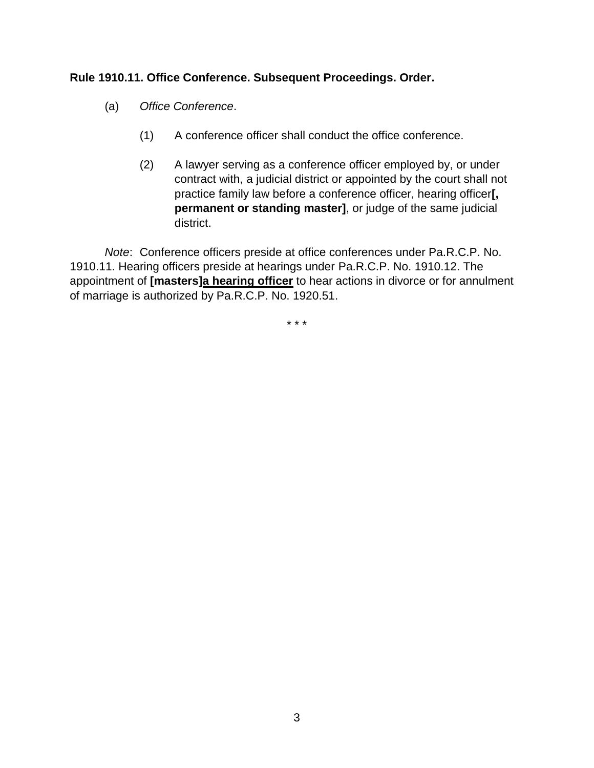**Rule 1910.11. Office Conference. Subsequent Proceedings. Order.**

(a) *Office Conference*.

(1) A conference officer shall conduct the office conference.

(2) A lawyer serving as a conference officer employed by, or under contract with, a judicial district or appointed by the court shall not practice family law before a conference officer, hearing officer**[, permanent or standing master]**, or judge of the same judicial district.

*Note*: Conference officers preside at office conferences under Pa.R.C.P. No. 1910.11. Hearing officers preside at hearings under Pa.R.C.P. No. 1910.12. The appointment of **[masters]**<u>**a hearing officer**</u> to hear actions in divorce or for annulment of marriage is authorized by Pa.R.C.P. No. 1920.51.

\* \* \*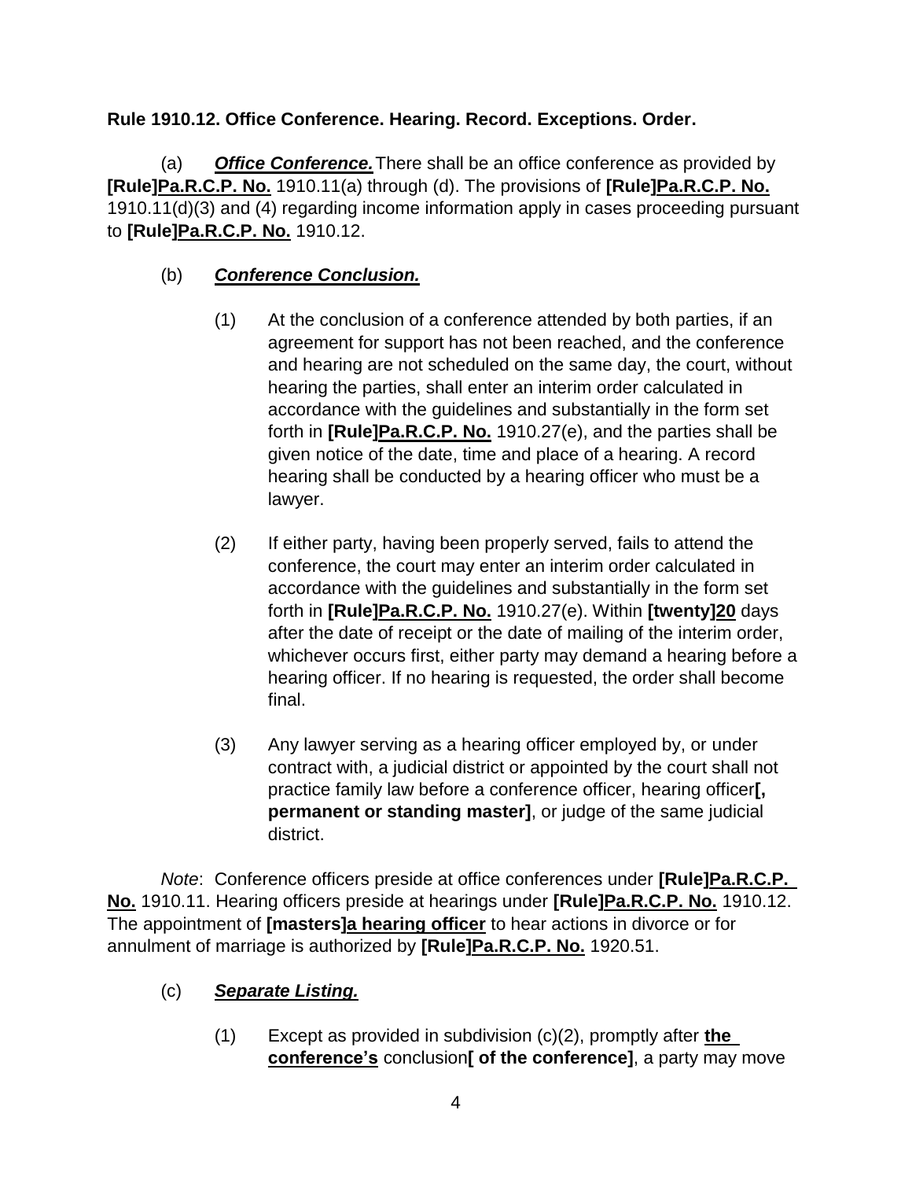**Rule 1910.12. Office Conference. Hearing. Record. Exceptions. Order.**

(a) ***Office Conference.*** There shall be an office conference as provided by **[Rule]**<u>**Pa.R.C.P. No.**</u> 1910.11(a) through (d). The provisions of **[Rule]**<u>**Pa.R.C.P. No.**</u> 1910.11(d)(3) and (4) regarding income information apply in cases proceeding pursuant to **[Rule]**<u>**Pa.R.C.P. No.**</u> 1910.12.

(b) ***Conference Conclusion.***

(1) At the conclusion of a conference attended by both parties, if an agreement for support has not been reached, and the conference and hearing are not scheduled on the same day, the court, without hearing the parties, shall enter an interim order calculated in accordance with the guidelines and substantially in the form set forth in **[Rule]**<u>**Pa.R.C.P. No.**</u> 1910.27(e), and the parties shall be given notice of the date, time and place of a hearing. A record hearing shall be conducted by a hearing officer who must be a lawyer.

(2) If either party, having been properly served, fails to attend the conference, the court may enter an interim order calculated in accordance with the guidelines and substantially in the form set forth in **[Rule]**<u>**Pa.R.C.P. No.**</u> 1910.27(e). Within **[twenty]**<u>**20**</u> days after the date of receipt or the date of mailing of the interim order, whichever occurs first, either party may demand a hearing before a hearing officer. If no hearing is requested, the order shall become final.

(3) Any lawyer serving as a hearing officer employed by, or under contract with, a judicial district or appointed by the court shall not practice family law before a conference officer, hearing officer**[, permanent or standing master]**, or judge of the same judicial district.

*Note*: Conference officers preside at office conferences under **[Rule]**<u>**Pa.R.C.P. No.**</u> 1910.11. Hearing officers preside at hearings under **[Rule]**<u>**Pa.R.C.P. No.**</u> 1910.12. The appointment of **[masters]**<u>**a hearing officer**</u> to hear actions in divorce or for annulment of marriage is authorized by **[Rule]**<u>**Pa.R.C.P. No.**</u> 1920.51.

(c) ***Separate Listing.***

(1) Except as provided in subdivision (c)(2), promptly after <u>**the conference's**</u> conclusion**[ of the conference]**, a party may move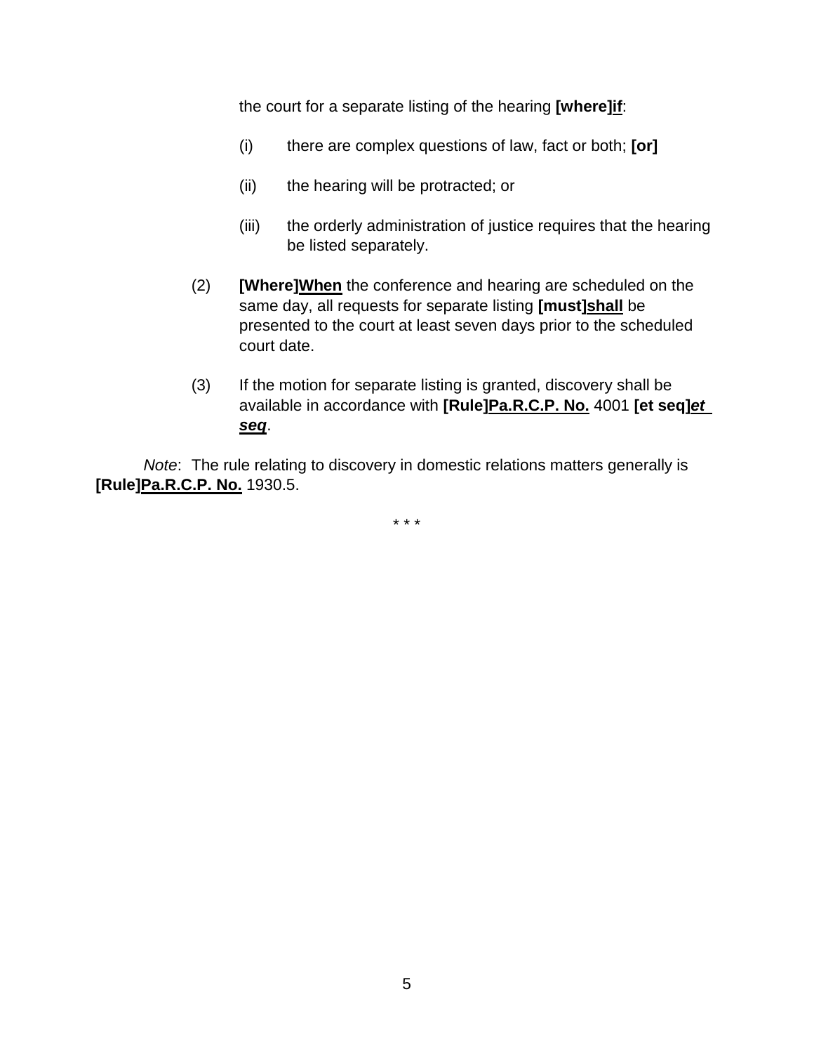the court for a separate listing of the hearing **[where]*if***:

(i) there are complex questions of law, fact or both; **[or]**

(ii) the hearing will be protracted; or

(iii) the orderly administration of justice requires that the hearing be listed separately.

(2) **[Where]When** the conference and hearing are scheduled on the same day, all requests for separate listing **[must]shall** be presented to the court at least seven days prior to the scheduled court date.

(3) If the motion for separate listing is granted, discovery shall be available in accordance with **[Rule]Pa.R.C.P. No.** 4001 **[et seq]*et seq***.

*Note*: The rule relating to discovery in domestic relations matters generally is **[Rule]Pa.R.C.P. No.** 1930.5.

\* \* \*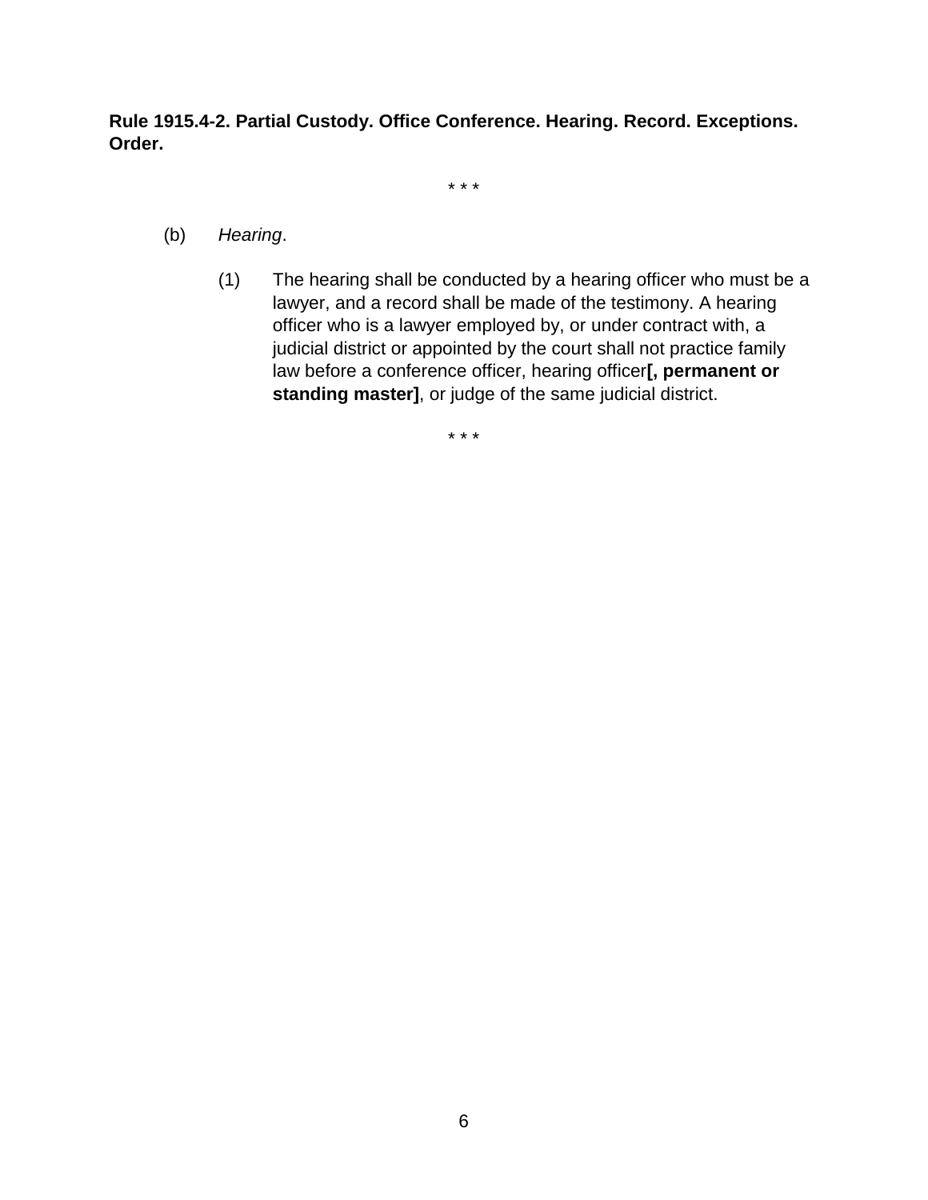**Rule 1915.4-2. Partial Custody. Office Conference. Hearing. Record. Exceptions. Order.**

\* \* \*

(b) *Hearing*.

(1) The hearing shall be conducted by a hearing officer who must be a lawyer, and a record shall be made of the testimony. A hearing officer who is a lawyer employed by, or under contract with, a judicial district or appointed by the court shall not practice family law before a conference officer, hearing officer**[, permanent or standing master]**, or judge of the same judicial district.

\* \* \*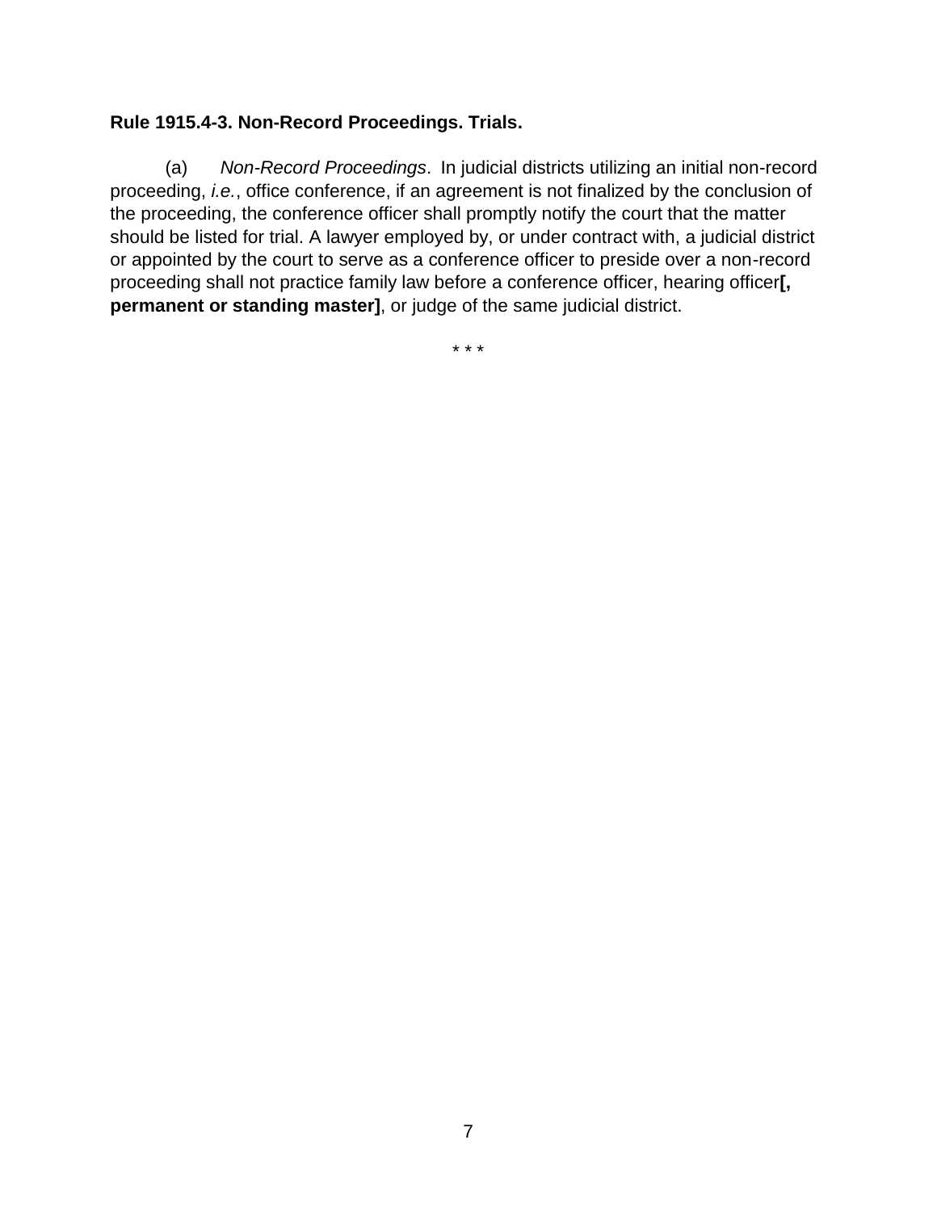**Rule 1915.4-3. Non-Record Proceedings. Trials.**

(a) *Non-Record Proceedings*. In judicial districts utilizing an initial non-record proceeding, *i.e.*, office conference, if an agreement is not finalized by the conclusion of the proceeding, the conference officer shall promptly notify the court that the matter should be listed for trial. A lawyer employed by, or under contract with, a judicial district or appointed by the court to serve as a conference officer to preside over a non-record proceeding shall not practice family law before a conference officer, hearing officer**[, permanent or standing master]**, or judge of the same judicial district.

\* \* \*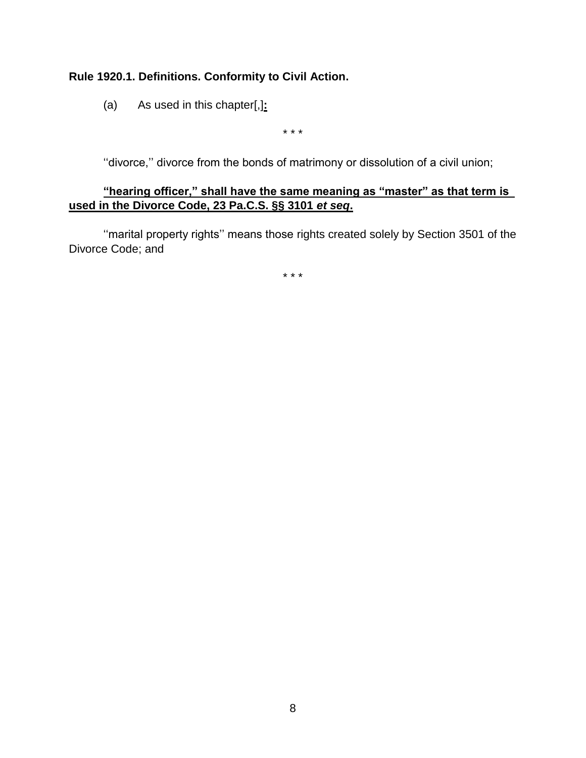**Rule 1920.1. Definitions. Conformity to Civil Action.**

(a) As used in this chapter[,]**<u>:</u>**

\* \* \*

''divorce,'' divorce from the bonds of matrimony or dissolution of a civil union;

**<u>"hearing officer," shall have the same meaning as "master" as that term is used in the Divorce Code, 23 Pa.C.S. §§ 3101 *et seq*.</u>**

''marital property rights'' means those rights created solely by Section 3501 of the Divorce Code; and

\* \* \*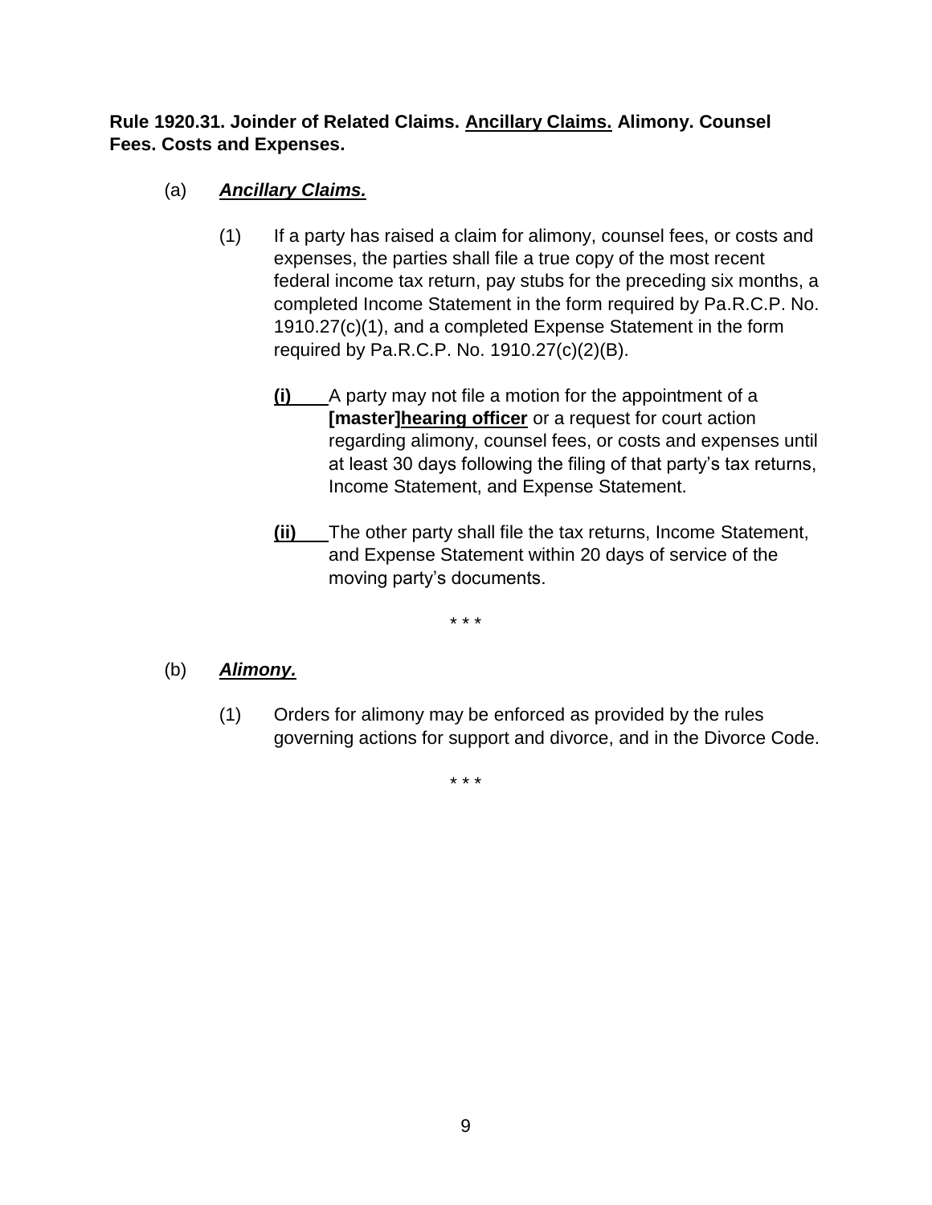**Rule 1920.31. Joinder of Related Claims. <u>Ancillary Claims.</u> Alimony. Counsel Fees. Costs and Expenses.**

(a) ***<u>Ancillary Claims.</u>***

(1) If a party has raised a claim for alimony, counsel fees, or costs and expenses, the parties shall file a true copy of the most recent federal income tax return, pay stubs for the preceding six months, a completed Income Statement in the form required by Pa.R.C.P. No. 1910.27(c)(1), and a completed Expense Statement in the form required by Pa.R.C.P. No. 1910.27(c)(2)(B).

**<u>(i)</u>** A party may not file a motion for the appointment of a **[master]<u>hearing officer</u>** or a request for court action regarding alimony, counsel fees, or costs and expenses until at least 30 days following the filing of that party's tax returns, Income Statement, and Expense Statement.

**<u>(ii)</u>** The other party shall file the tax returns, Income Statement, and Expense Statement within 20 days of service of the moving party's documents.

\* \* \*

(b) ***<u>Alimony.</u>***

(1) Orders for alimony may be enforced as provided by the rules governing actions for support and divorce, and in the Divorce Code.

\* \* \*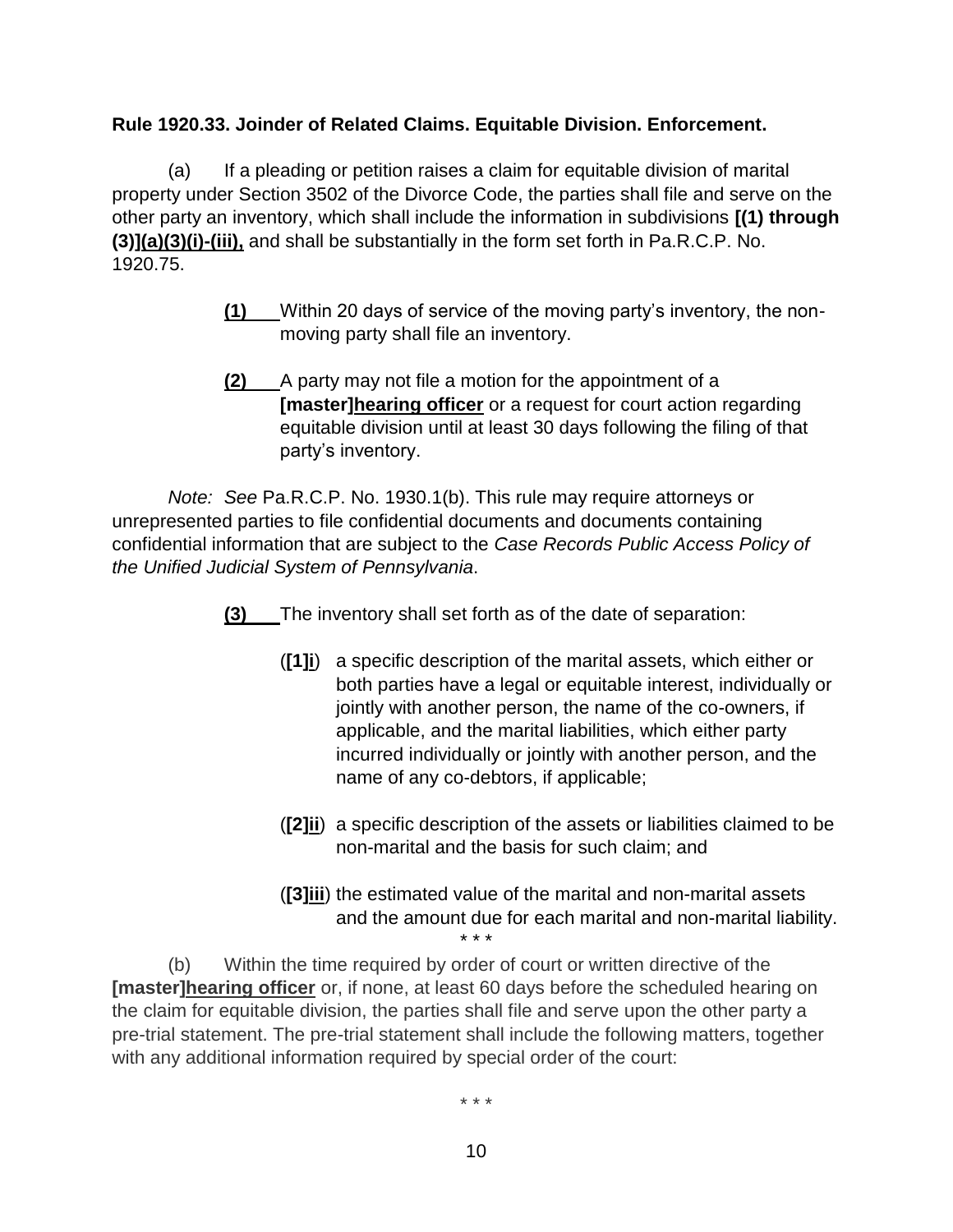**Rule 1920.33. Joinder of Related Claims. Equitable Division. Enforcement.**

(a) If a pleading or petition raises a claim for equitable division of marital property under Section 3502 of the Divorce Code, the parties shall file and serve on the other party an inventory, which shall include the information in subdivisions **[(1) through (3)]**<u>**(a)(3)(i)-(iii),**</u> and shall be substantially in the form set forth in Pa.R.C.P. No. 1920.75.

> <u>**(1)**</u> Within 20 days of service of the moving party's inventory, the non-moving party shall file an inventory.
>
> <u>**(2)**</u> A party may not file a motion for the appointment of a **[master]**<u>**hearing officer**</u> or a request for court action regarding equitable division until at least 30 days following the filing of that party's inventory.

*Note: See* Pa.R.C.P. No. 1930.1(b). This rule may require attorneys or unrepresented parties to file confidential documents and documents containing confidential information that are subject to the *Case Records Public Access Policy of the Unified Judicial System of Pennsylvania*.

> <u>**(3)**</u> The inventory shall set forth as of the date of separation:
>
> (**[1]**<u>**i**</u>) a specific description of the marital assets, which either or both parties have a legal or equitable interest, individually or jointly with another person, the name of the co-owners, if applicable, and the marital liabilities, which either party incurred individually or jointly with another person, and the name of any co-debtors, if applicable;
>
> (**[2]**<u>**ii**</u>) a specific description of the assets or liabilities claimed to be non-marital and the basis for such claim; and
>
> (**[3]**<u>**iii**</u>) the estimated value of the marital and non-marital assets and the amount due for each marital and non-marital liability.

\* \* \*

(b) Within the time required by order of court or written directive of the **[master]**<u>**hearing officer**</u> or, if none, at least 60 days before the scheduled hearing on the claim for equitable division, the parties shall file and serve upon the other party a pre-trial statement. The pre-trial statement shall include the following matters, together with any additional information required by special order of the court:

\* \* \*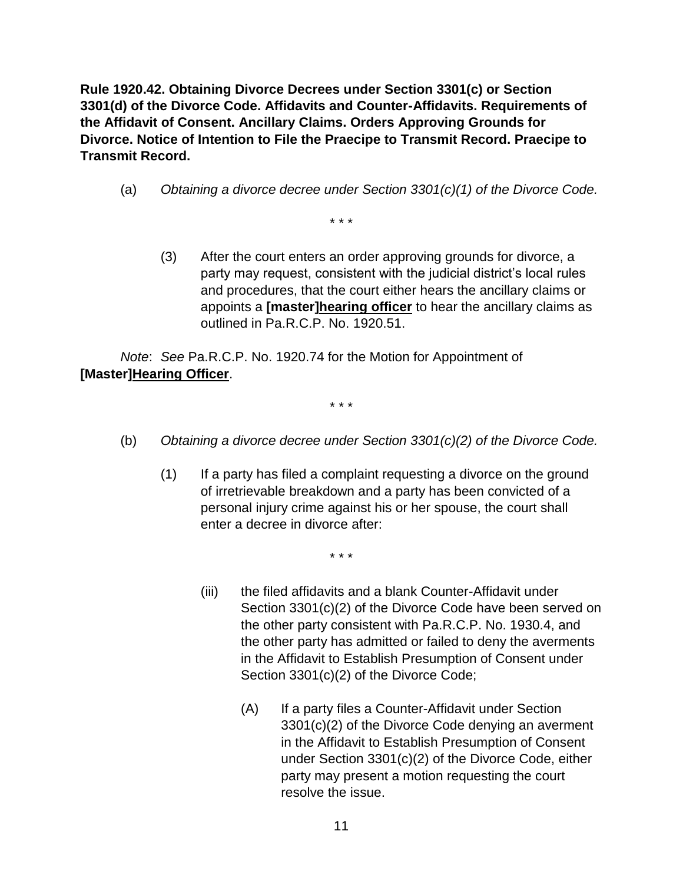**Rule 1920.42. Obtaining Divorce Decrees under Section 3301(c) or Section 3301(d) of the Divorce Code. Affidavits and Counter-Affidavits. Requirements of the Affidavit of Consent. Ancillary Claims. Orders Approving Grounds for Divorce. Notice of Intention to File the Praecipe to Transmit Record. Praecipe to Transmit Record.**

(a) *Obtaining a divorce decree under Section 3301(c)(1) of the Divorce Code.*

\* \* \*

(3) After the court enters an order approving grounds for divorce, a party may request, consistent with the judicial district's local rules and procedures, that the court either hears the ancillary claims or appoints a **[master]<u>hearing officer</u>** to hear the ancillary claims as outlined in Pa.R.C.P. No. 1920.51.

*Note*: *See* Pa.R.C.P. No. 1920.74 for the Motion for Appointment of **[Master]<u>Hearing Officer</u>**.

\* \* \*

(b) *Obtaining a divorce decree under Section 3301(c)(2) of the Divorce Code.*

(1) If a party has filed a complaint requesting a divorce on the ground of irretrievable breakdown and a party has been convicted of a personal injury crime against his or her spouse, the court shall enter a decree in divorce after:

\* \* \*

(iii) the filed affidavits and a blank Counter-Affidavit under Section 3301(c)(2) of the Divorce Code have been served on the other party consistent with Pa.R.C.P. No. 1930.4, and the other party has admitted or failed to deny the averments in the Affidavit to Establish Presumption of Consent under Section 3301(c)(2) of the Divorce Code;

(A) If a party files a Counter-Affidavit under Section 3301(c)(2) of the Divorce Code denying an averment in the Affidavit to Establish Presumption of Consent under Section 3301(c)(2) of the Divorce Code, either party may present a motion requesting the court resolve the issue.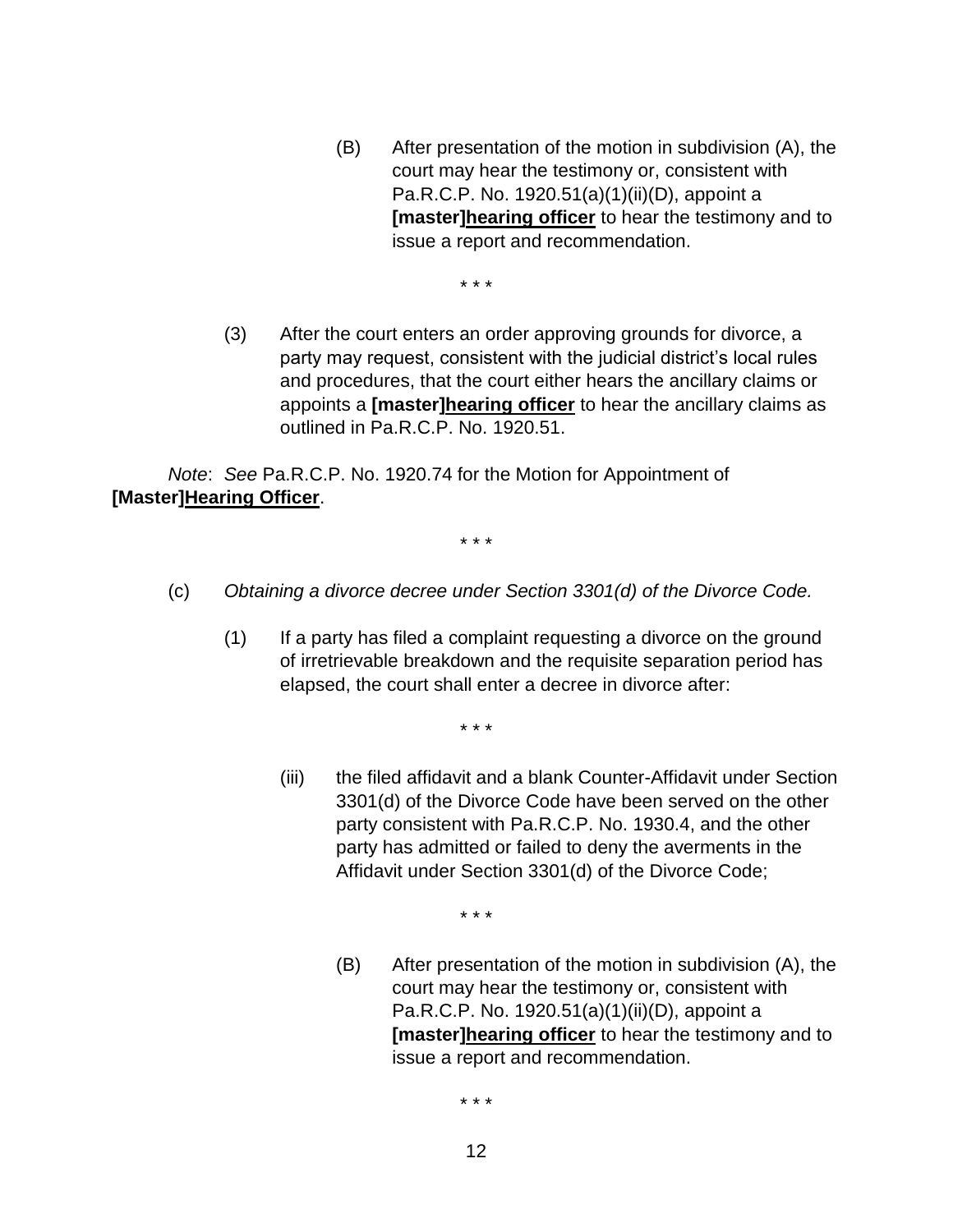(B) After presentation of the motion in subdivision (A), the court may hear the testimony or, consistent with Pa.R.C.P. No. 1920.51(a)(1)(ii)(D), appoint a **[master]**<u>**hearing officer**</u> to hear the testimony and to issue a report and recommendation.

\* \* \*

(3) After the court enters an order approving grounds for divorce, a party may request, consistent with the judicial district's local rules and procedures, that the court either hears the ancillary claims or appoints a **[master]**<u>**hearing officer**</u> to hear the ancillary claims as outlined in Pa.R.C.P. No. 1920.51.

*Note*: *See* Pa.R.C.P. No. 1920.74 for the Motion for Appointment of **[Master]**<u>**Hearing Officer**</u>.

\* \* \*

(c) *Obtaining a divorce decree under Section 3301(d) of the Divorce Code.*

(1) If a party has filed a complaint requesting a divorce on the ground of irretrievable breakdown and the requisite separation period has elapsed, the court shall enter a decree in divorce after:

\* \* \*

(iii) the filed affidavit and a blank Counter-Affidavit under Section 3301(d) of the Divorce Code have been served on the other party consistent with Pa.R.C.P. No. 1930.4, and the other party has admitted or failed to deny the averments in the Affidavit under Section 3301(d) of the Divorce Code;

\* \* \*

(B) After presentation of the motion in subdivision (A), the court may hear the testimony or, consistent with Pa.R.C.P. No. 1920.51(a)(1)(ii)(D), appoint a **[master]**<u>**hearing officer**</u> to hear the testimony and to issue a report and recommendation.

\* \* \*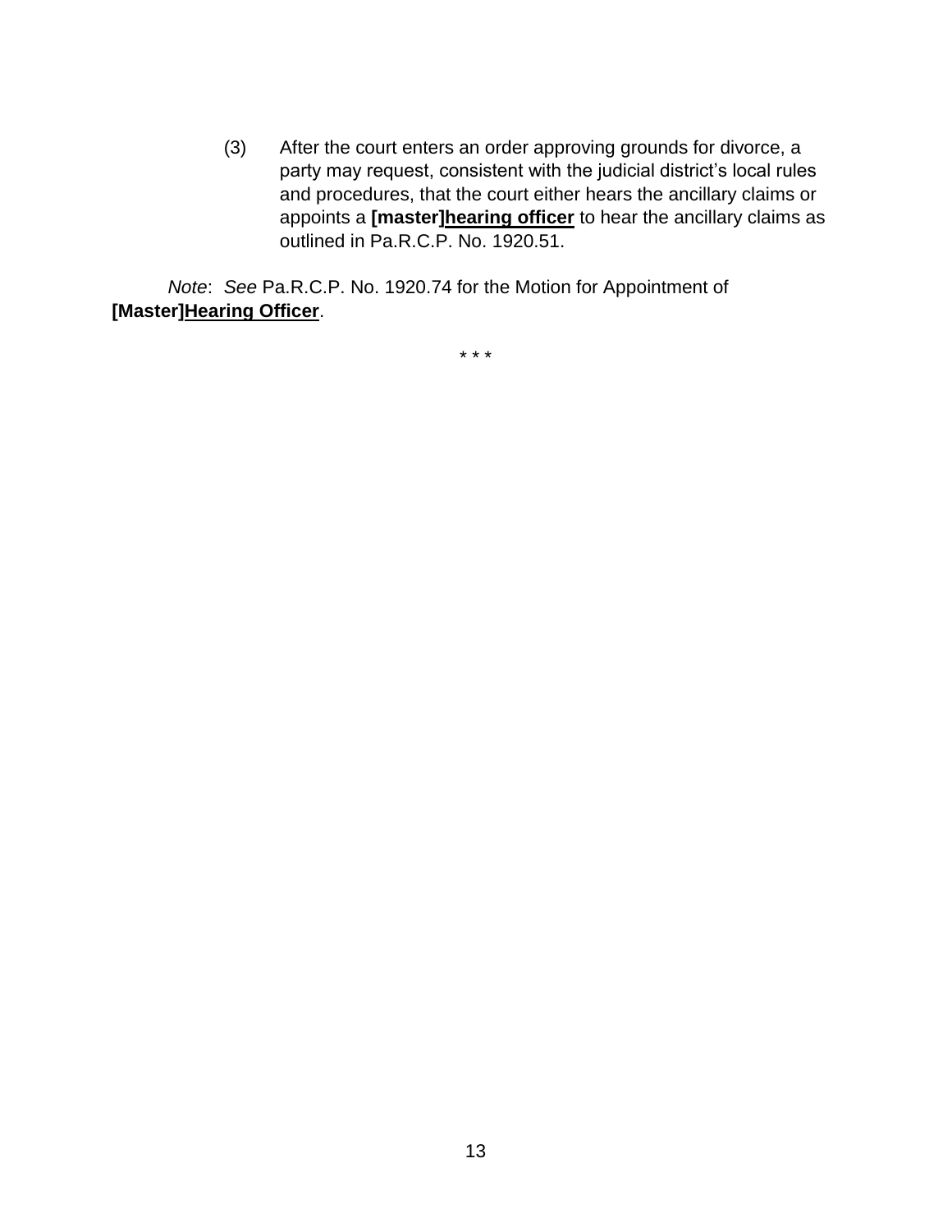(3) After the court enters an order approving grounds for divorce, a party may request, consistent with the judicial district's local rules and procedures, that the court either hears the ancillary claims or appoints a **[master]<u>hearing officer</u>** to hear the ancillary claims as outlined in Pa.R.C.P. No. 1920.51.

*Note*: *See* Pa.R.C.P. No. 1920.74 for the Motion for Appointment of **[Master]<u>Hearing Officer</u>**.

\* \* \*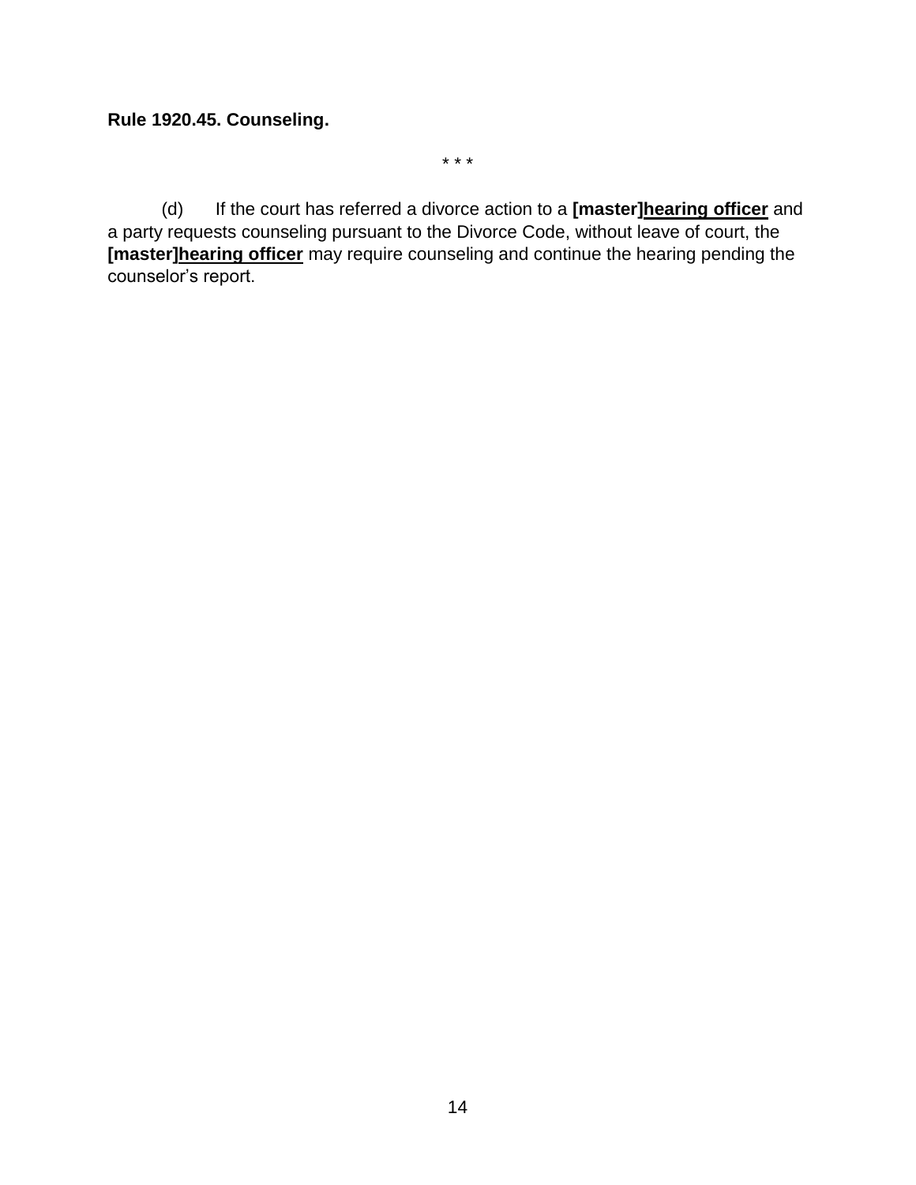**Rule 1920.45. Counseling.**

\* \* \*

(d) If the court has referred a divorce action to a **[master]**<u>**hearing officer**</u> and a party requests counseling pursuant to the Divorce Code, without leave of court, the **[master]**<u>**hearing officer**</u> may require counseling and continue the hearing pending the counselor's report.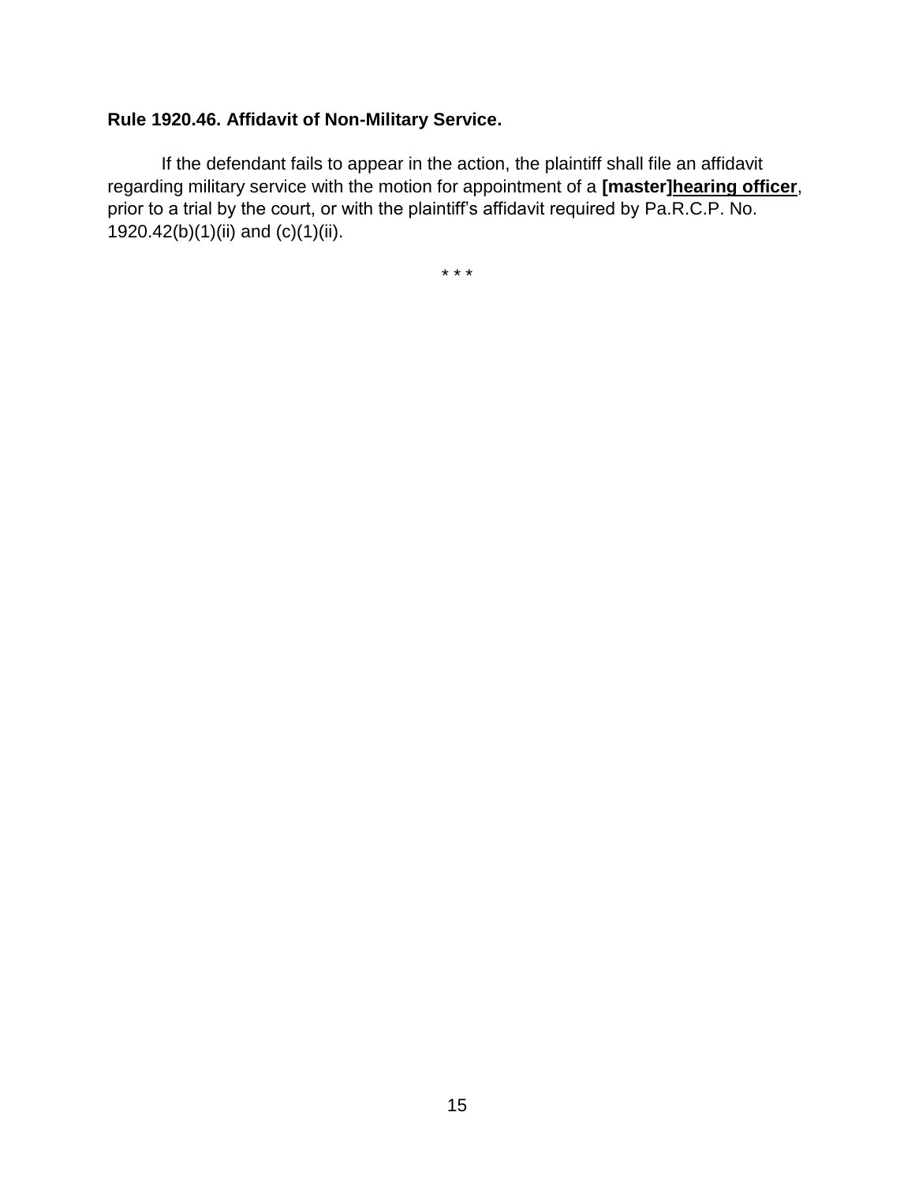**Rule 1920.46. Affidavit of Non-Military Service.**

If the defendant fails to appear in the action, the plaintiff shall file an affidavit regarding military service with the motion for appointment of a **[master]**<u>**hearing officer**</u>, prior to a trial by the court, or with the plaintiff's affidavit required by Pa.R.C.P. No. 1920.42(b)(1)(ii) and (c)(1)(ii).

\* \* \*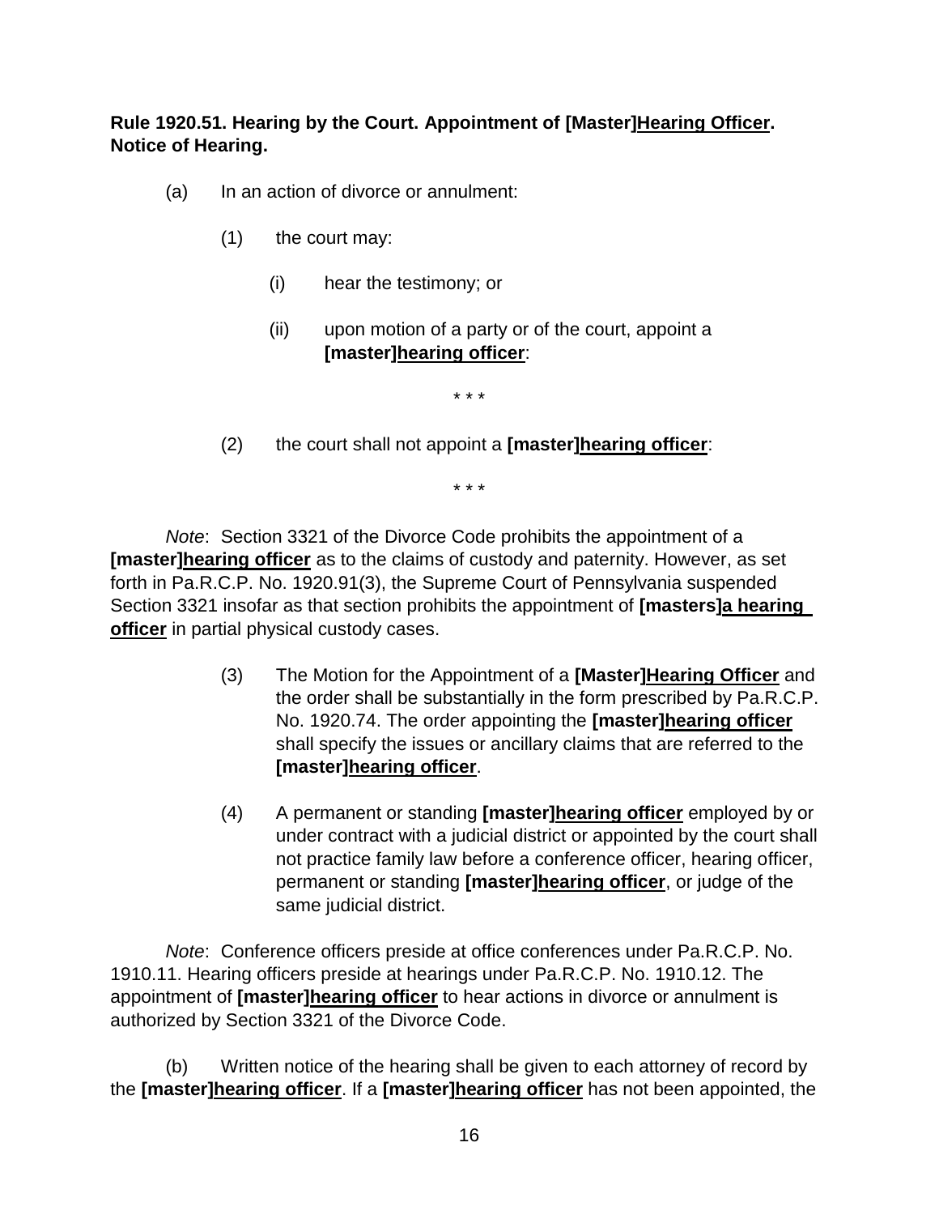**Rule 1920.51. Hearing by the Court. Appointment of [Master]<u>Hearing Officer</u>. Notice of Hearing.**

(a) In an action of divorce or annulment:

(1) the court may:

(i) hear the testimony; or

(ii) upon motion of a party or of the court, appoint a **[master]<u>hearing officer</u>**:

\* \* \*

(2) the court shall not appoint a **[master]<u>hearing officer</u>**:

\* \* \*

*Note*: Section 3321 of the Divorce Code prohibits the appointment of a **[master]<u>hearing officer</u>** as to the claims of custody and paternity. However, as set forth in Pa.R.C.P. No. 1920.91(3), the Supreme Court of Pennsylvania suspended Section 3321 insofar as that section prohibits the appointment of **[masters]<u>a hearing officer</u>** in partial physical custody cases.

(3) The Motion for the Appointment of a **[Master]<u>Hearing Officer</u>** and the order shall be substantially in the form prescribed by Pa.R.C.P. No. 1920.74. The order appointing the **[master]<u>hearing officer</u>** shall specify the issues or ancillary claims that are referred to the **[master]<u>hearing officer</u>**.

(4) A permanent or standing **[master]<u>hearing officer</u>** employed by or under contract with a judicial district or appointed by the court shall not practice family law before a conference officer, hearing officer, permanent or standing **[master]<u>hearing officer</u>**, or judge of the same judicial district.

*Note*: Conference officers preside at office conferences under Pa.R.C.P. No. 1910.11. Hearing officers preside at hearings under Pa.R.C.P. No. 1910.12. The appointment of **[master]<u>hearing officer</u>** to hear actions in divorce or annulment is authorized by Section 3321 of the Divorce Code.

(b) Written notice of the hearing shall be given to each attorney of record by the **[master]<u>hearing officer</u>**. If a **[master]<u>hearing officer</u>** has not been appointed, the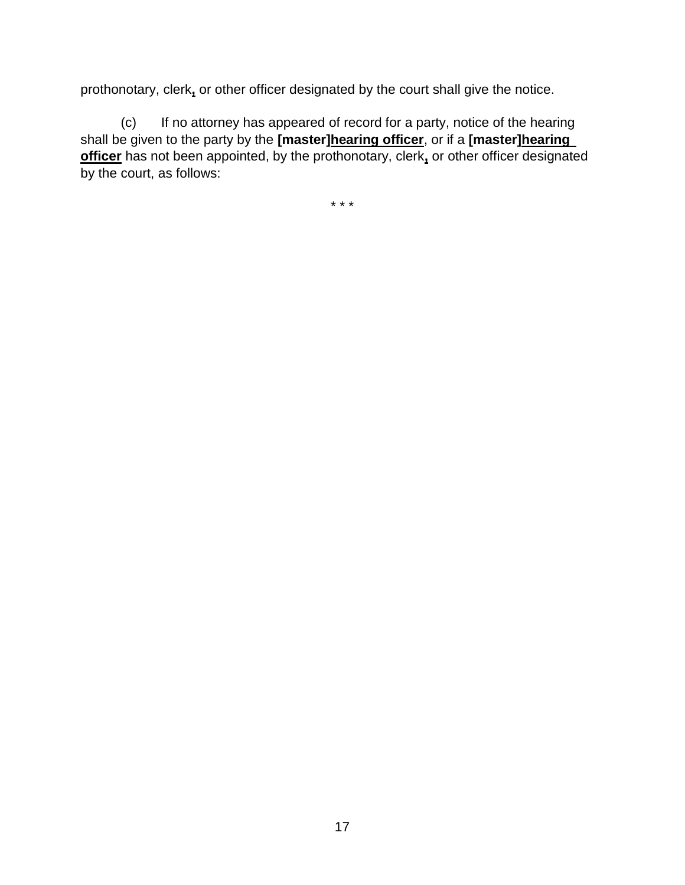prothonotary, clerk**,** or other officer designated by the court shall give the notice.

(c) If no attorney has appeared of record for a party, notice of the hearing shall be given to the party by the **[master]hearing officer**, or if a **[master]hearing officer** has not been appointed, by the prothonotary, clerk**,** or other officer designated by the court, as follows:

* * *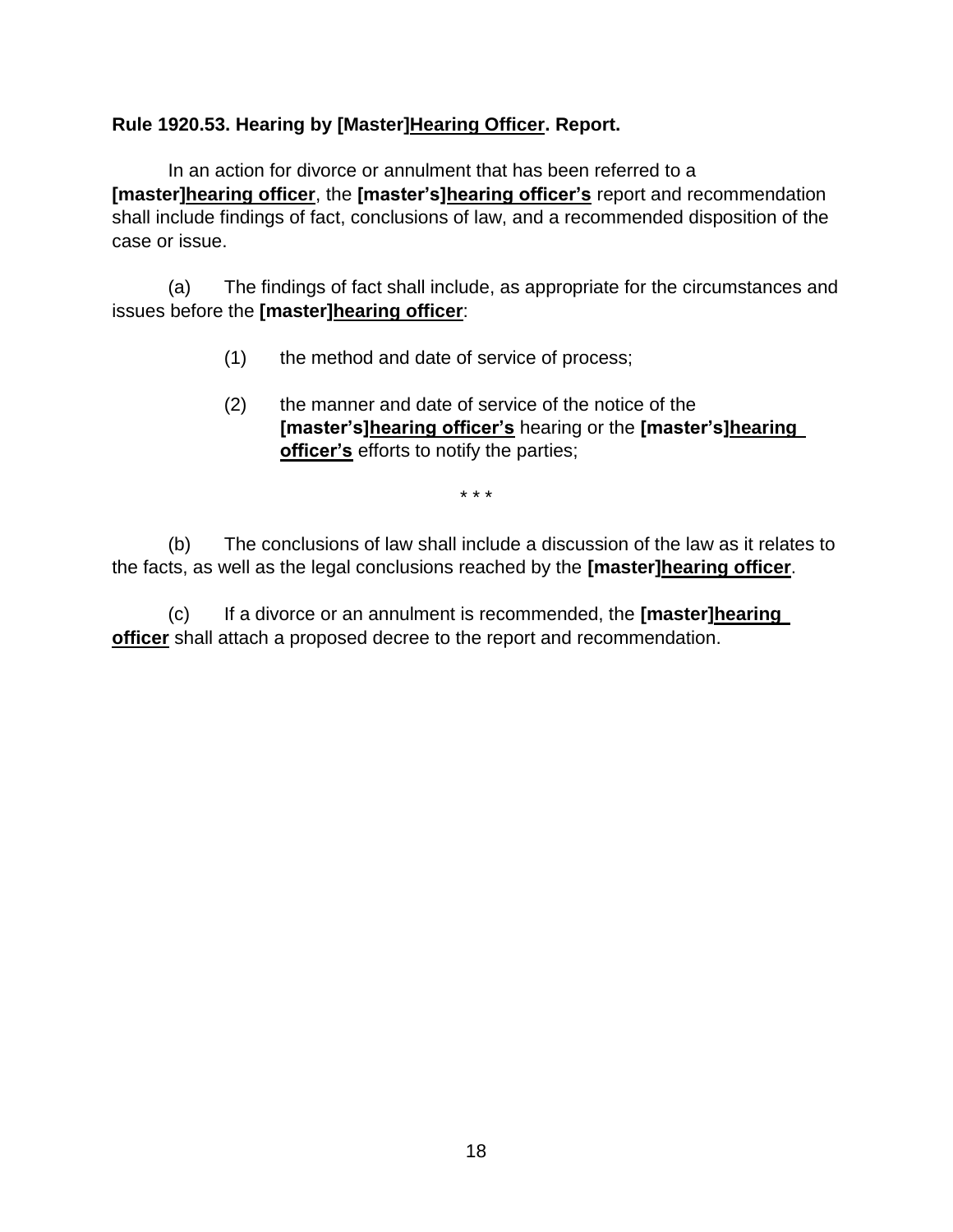**Rule 1920.53. Hearing by [Master]<u>Hearing Officer</u>. Report.**

In an action for divorce or annulment that has been referred to a **[master]<u>hearing officer</u>**, the **[master's]<u>hearing officer's</u>** report and recommendation shall include findings of fact, conclusions of law, and a recommended disposition of the case or issue.

(a) The findings of fact shall include, as appropriate for the circumstances and issues before the **[master]<u>hearing officer</u>**:

(1) the method and date of service of process;

(2) the manner and date of service of the notice of the **[master's]<u>hearing officer's</u>** hearing or the **[master's]<u>hearing officer's</u>** efforts to notify the parties;

\* \* \*

(b) The conclusions of law shall include a discussion of the law as it relates to the facts, as well as the legal conclusions reached by the **[master]<u>hearing officer</u>**.

(c) If a divorce or an annulment is recommended, the **[master]<u>hearing officer</u>** shall attach a proposed decree to the report and recommendation.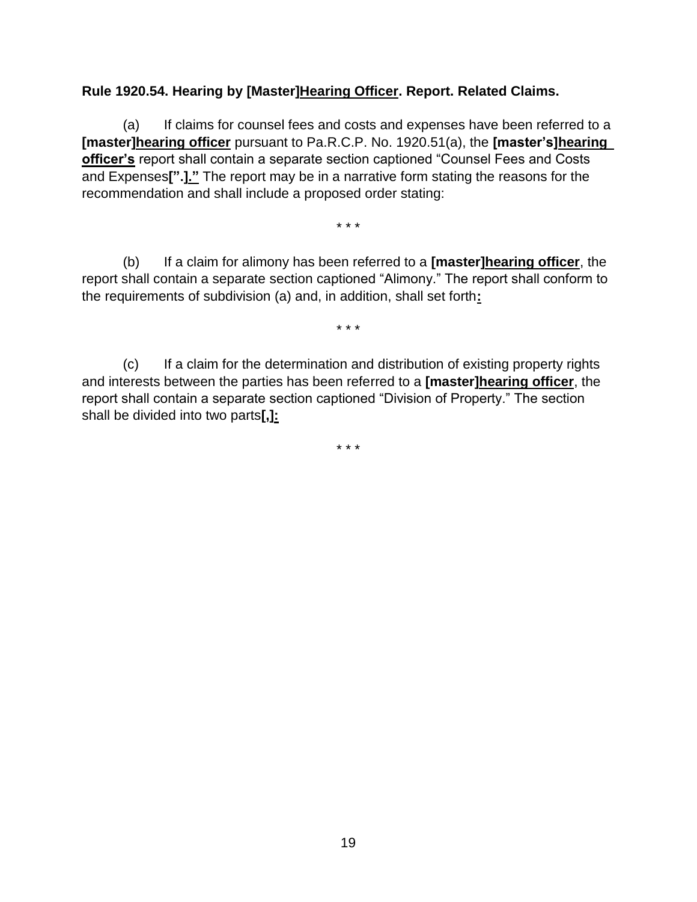**Rule 1920.54. Hearing by [Master]Hearing Officer. Report. Related Claims.**

(a) If claims for counsel fees and costs and expenses have been referred to a **[master]hearing officer** pursuant to Pa.R.C.P. No. 1920.51(a), the **[master's]hearing officer's** report shall contain a separate section captioned "Counsel Fees and Costs and Expenses**[".]."** The report may be in a narrative form stating the reasons for the recommendation and shall include a proposed order stating:

\* \* \*

(b) If a claim for alimony has been referred to a **[master]hearing officer**, the report shall contain a separate section captioned "Alimony." The report shall conform to the requirements of subdivision (a) and, in addition, shall set forth**:**

\* \* \*

(c) If a claim for the determination and distribution of existing property rights and interests between the parties has been referred to a **[master]hearing officer**, the report shall contain a separate section captioned "Division of Property." The section shall be divided into two parts**[,]:**

\* \* \*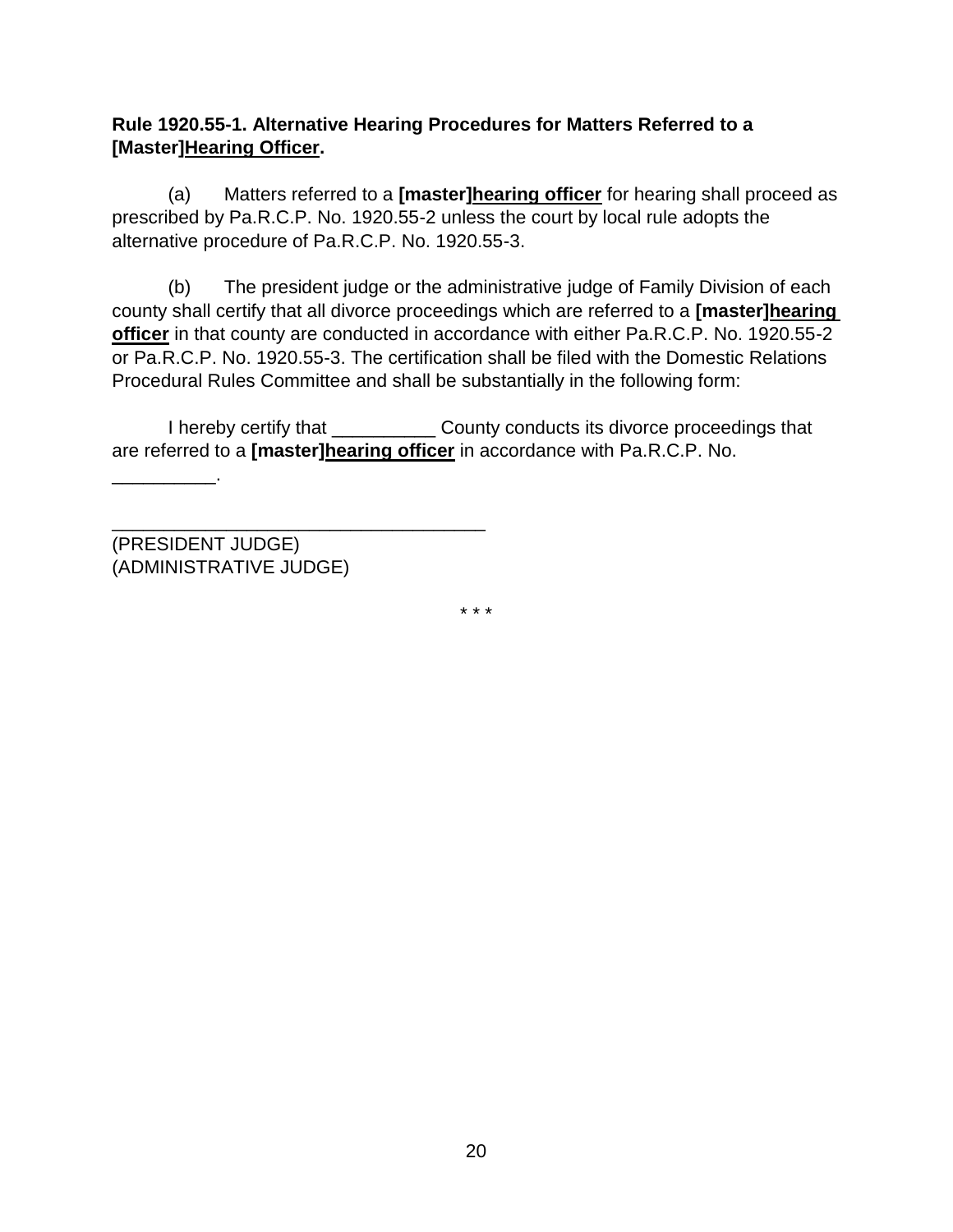**Rule 1920.55-1. Alternative Hearing Procedures for Matters Referred to a [Master]<u>Hearing Officer</u>.**

(a) Matters referred to a **[master]<u>hearing officer</u>** for hearing shall proceed as prescribed by Pa.R.C.P. No. 1920.55-2 unless the court by local rule adopts the alternative procedure of Pa.R.C.P. No. 1920.55-3.

(b) The president judge or the administrative judge of Family Division of each county shall certify that all divorce proceedings which are referred to a **[master]<u>hearing officer</u>** in that county are conducted in accordance with either Pa.R.C.P. No. 1920.55-2 or Pa.R.C.P. No. 1920.55-3. The certification shall be filed with the Domestic Relations Procedural Rules Committee and shall be substantially in the following form:

I hereby certify that __________ County conducts its divorce proceedings that are referred to a **[master]<u>hearing officer</u>** in accordance with Pa.R.C.P. No. __________.

____________________________________
(PRESIDENT JUDGE)
(ADMINISTRATIVE JUDGE)

\* \* \*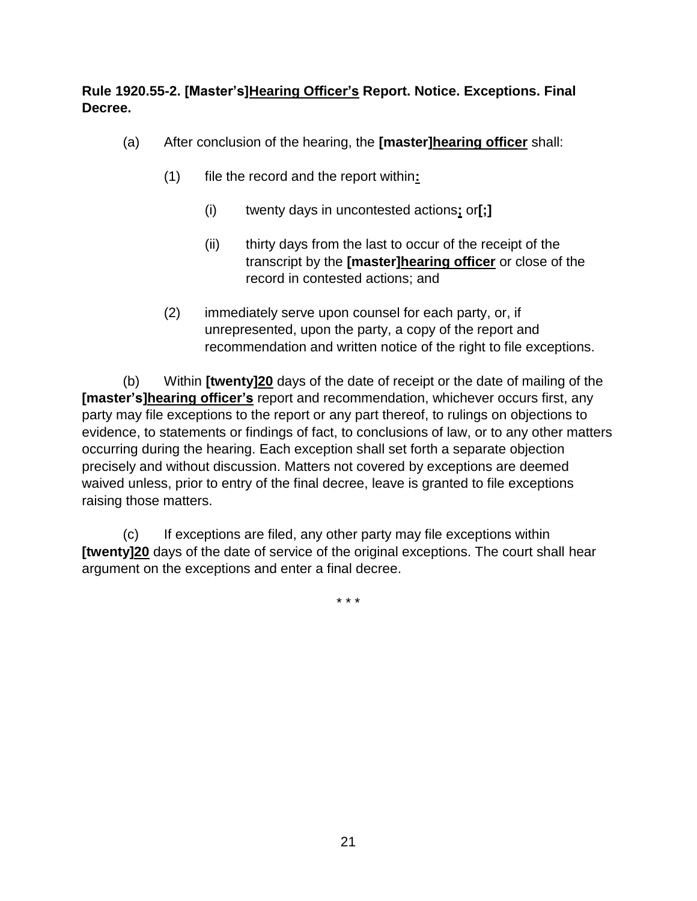**Rule 1920.55-2. [Master's]<u>Hearing Officer's</u> Report. Notice. Exceptions. Final Decree.**

(a) After conclusion of the hearing, the **[master]<u>hearing officer</u>** shall:

(1) file the record and the report within**<u>:</u>**

(i) twenty days in uncontested actions**<u>;</u>** or**[;]**

(ii) thirty days from the last to occur of the receipt of the transcript by the **[master]<u>hearing officer</u>** or close of the record in contested actions; and

(2) immediately serve upon counsel for each party, or, if unrepresented, upon the party, a copy of the report and recommendation and written notice of the right to file exceptions.

(b) Within **[twenty]<u>20</u>** days of the date of receipt or the date of mailing of the **[master's]<u>hearing officer's</u>** report and recommendation, whichever occurs first, any party may file exceptions to the report or any part thereof, to rulings on objections to evidence, to statements or findings of fact, to conclusions of law, or to any other matters occurring during the hearing. Each exception shall set forth a separate objection precisely and without discussion. Matters not covered by exceptions are deemed waived unless, prior to entry of the final decree, leave is granted to file exceptions raising those matters.

(c) If exceptions are filed, any other party may file exceptions within **[twenty]<u>20</u>** days of the date of service of the original exceptions. The court shall hear argument on the exceptions and enter a final decree.

\* \* \*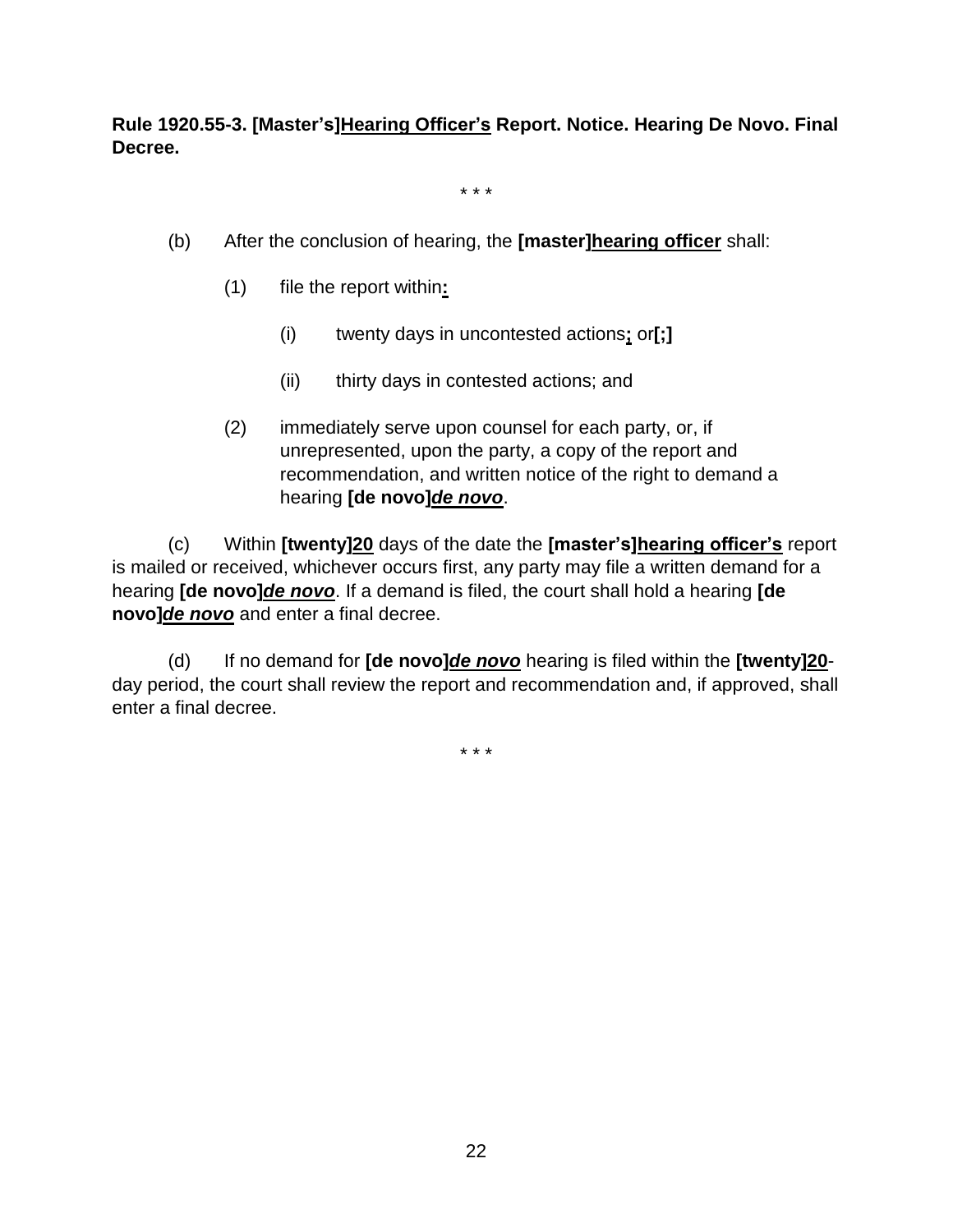**Rule 1920.55-3. [Master's]Hearing Officer's Report. Notice. Hearing De Novo. Final Decree.**

\* \* \*

(b) After the conclusion of hearing, the **[master]hearing officer** shall:

(1) file the report within**:**

(i) twenty days in uncontested actions**;** or**[;]**

(ii) thirty days in contested actions; and

(2) immediately serve upon counsel for each party, or, if unrepresented, upon the party, a copy of the report and recommendation, and written notice of the right to demand a hearing **[de novo]*de novo***.

(c) Within **[twenty]20** days of the date the **[master's]hearing officer's** report is mailed or received, whichever occurs first, any party may file a written demand for a hearing **[de novo]*de novo***. If a demand is filed, the court shall hold a hearing **[de novo]*de novo*** and enter a final decree.

(d) If no demand for **[de novo]*de novo*** hearing is filed within the **[twenty]20**-day period, the court shall review the report and recommendation and, if approved, shall enter a final decree.

\* \* \*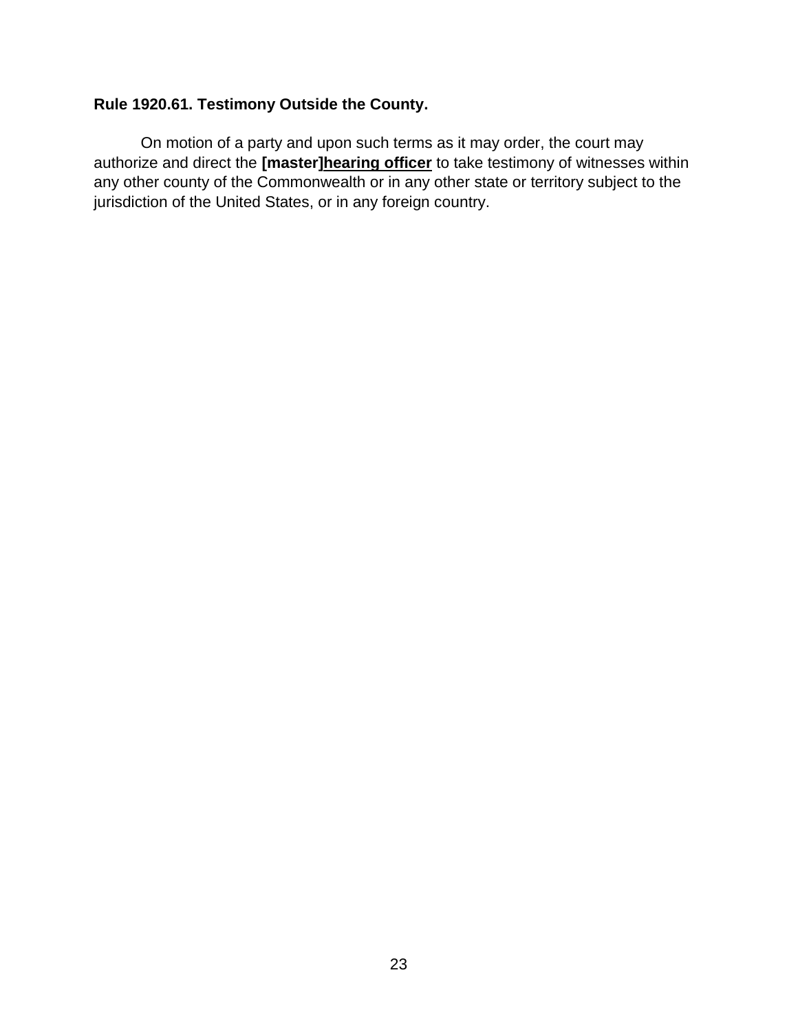**Rule 1920.61. Testimony Outside the County.**

On motion of a party and upon such terms as it may order, the court may authorize and direct the **[master]**<u>**hearing officer**</u> to take testimony of witnesses within any other county of the Commonwealth or in any other state or territory subject to the jurisdiction of the United States, or in any foreign country.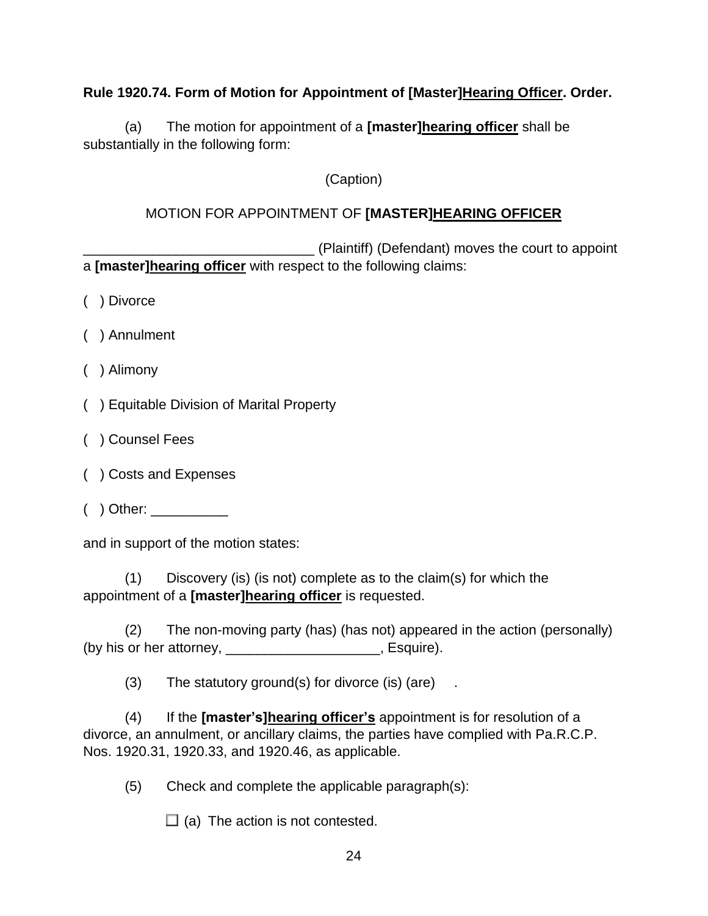**Rule 1920.74. Form of Motion for Appointment of [Master]<u>Hearing Officer</u>. Order.**

(a) The motion for appointment of a **[master]<u>hearing officer</u>** shall be substantially in the following form:

(Caption)

MOTION FOR APPOINTMENT OF **[MASTER]<u>HEARING OFFICER</u>**

______________________________ (Plaintiff) (Defendant) moves the court to appoint a **[master]<u>hearing officer</u>** with respect to the following claims:

( ) Divorce

( ) Annulment

( ) Alimony

( ) Equitable Division of Marital Property

( ) Counsel Fees

( ) Costs and Expenses

( ) Other: __________

and in support of the motion states:

(1) Discovery (is) (is not) complete as to the claim(s) for which the appointment of a **[master]<u>hearing officer</u>** is requested.

(2) The non-moving party (has) (has not) appeared in the action (personally) (by his or her attorney, ____________________, Esquire).

(3) The statutory ground(s) for divorce (is) (are) .

(4) If the **[master's]<u>hearing officer's</u>** appointment is for resolution of a divorce, an annulment, or ancillary claims, the parties have complied with Pa.R.C.P. Nos. 1920.31, 1920.33, and 1920.46, as applicable.

(5) Check and complete the applicable paragraph(s):

☐ (a) The action is not contested.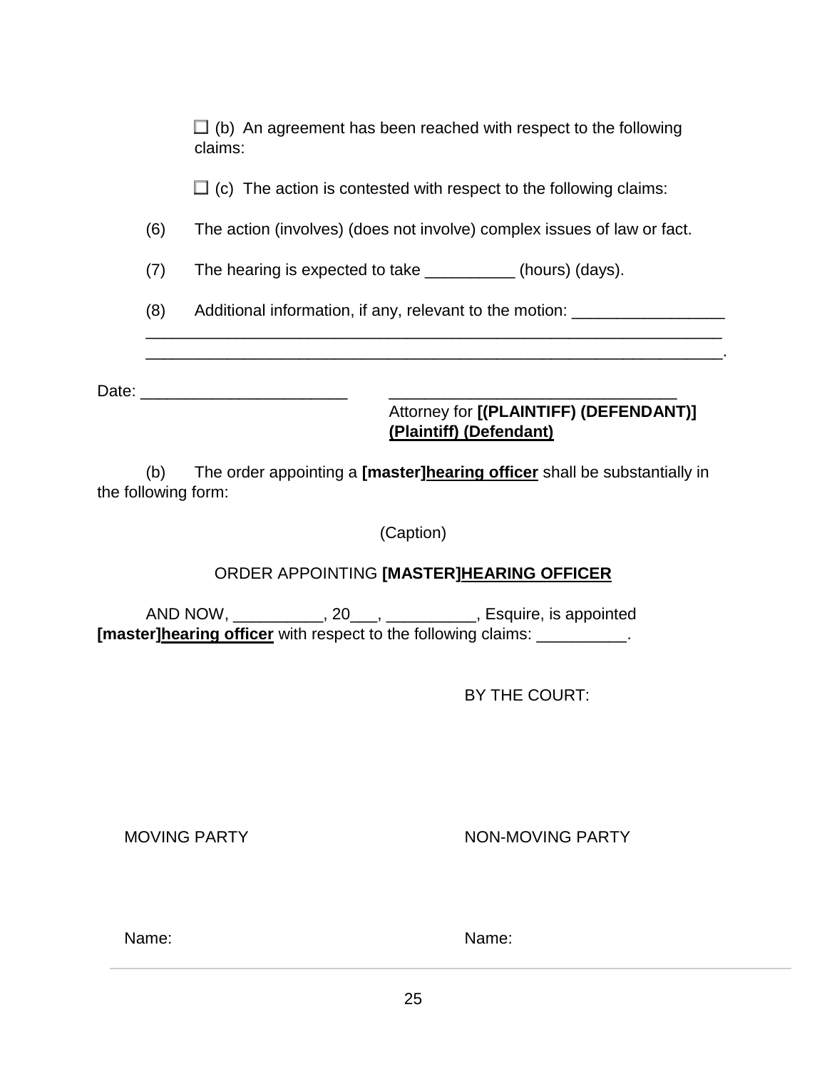☐ (b) An agreement has been reached with respect to the following claims:

☐ (c) The action is contested with respect to the following claims:

(6) The action (involves) (does not involve) complex issues of law or fact.

(7) The hearing is expected to take __________ (hours) (days).

(8) Additional information, if any, relevant to the motion: _________________
_________________________________________________________________
_________________________________________________________________.

Date: _______________________ _______________________________
Attorney for **[(PLAINTIFF) (DEFENDANT)]** **<u>(Plaintiff) (Defendant)</u>**

(b) The order appointing a **[master]<u>hearing officer</u>** shall be substantially in the following form:

(Caption)

ORDER APPOINTING **[MASTER]<u>HEARING OFFICER</u>**

AND NOW, __________, 20___, __________, Esquire, is appointed **[master]<u>hearing officer</u>** with respect to the following claims: __________.

BY THE COURT:

MOVING PARTY

NON-MOVING PARTY

Name:

Name: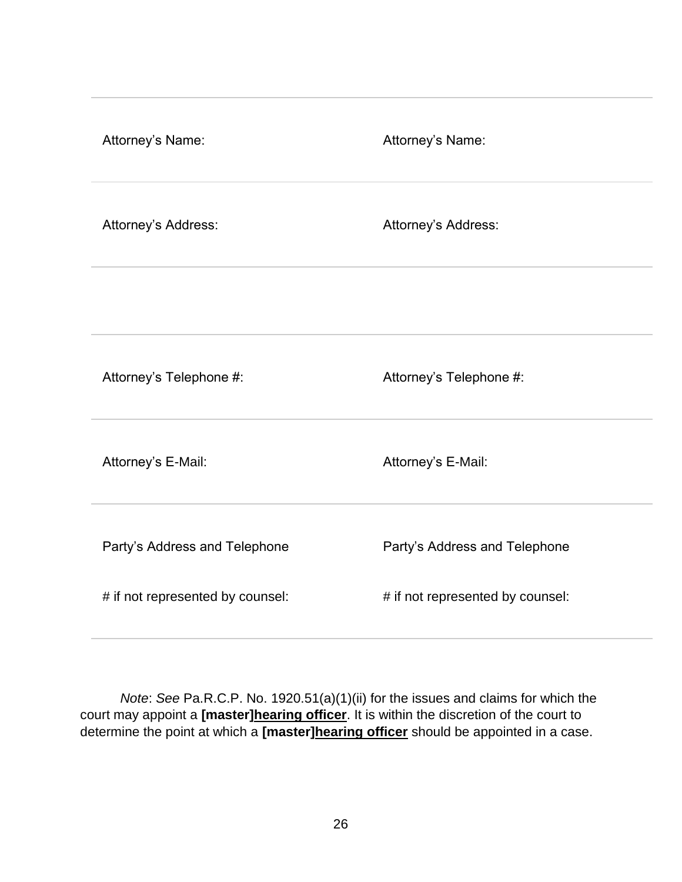| | |
|---|---|
| Attorney's Name: | Attorney's Name: |
| Attorney's Address: | Attorney's Address: |
| | |
| Attorney's Telephone #: | Attorney's Telephone #: |
| Attorney's E-Mail: | Attorney's E-Mail: |
| Party's Address and Telephone # if not represented by counsel: | Party's Address and Telephone # if not represented by counsel: |

*Note*: *See* Pa.R.C.P. No. 1920.51(a)(1)(ii) for the issues and claims for which the court may appoint a **[master]**<u>**hearing officer**</u>. It is within the discretion of the court to determine the point at which a **[master]**<u>**hearing officer**</u> should be appointed in a case.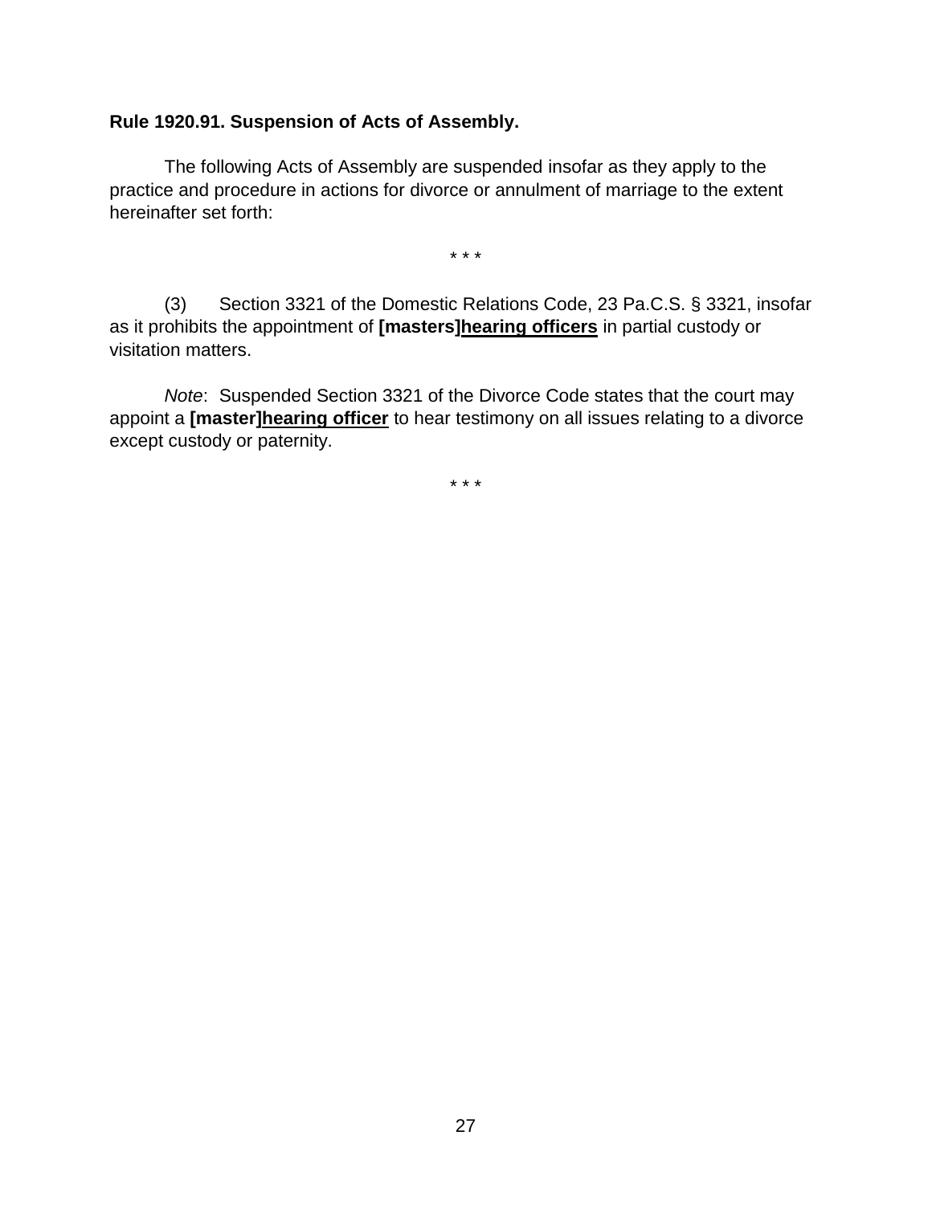**Rule 1920.91. Suspension of Acts of Assembly.**

The following Acts of Assembly are suspended insofar as they apply to the practice and procedure in actions for divorce or annulment of marriage to the extent hereinafter set forth:

\* \* \*

(3) Section 3321 of the Domestic Relations Code, 23 Pa.C.S. § 3321, insofar as it prohibits the appointment of **[masters]<u>hearing officers</u>** in partial custody or visitation matters.

*Note*: Suspended Section 3321 of the Divorce Code states that the court may appoint a **[master]<u>hearing officer</u>** to hear testimony on all issues relating to a divorce except custody or paternity.

\* \* \*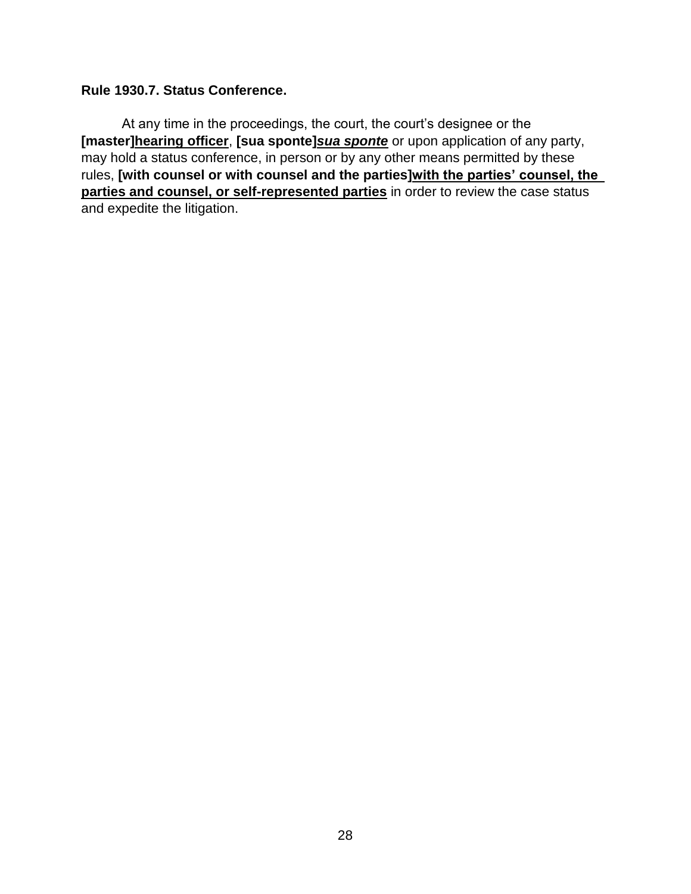**Rule 1930.7. Status Conference.**

At any time in the proceedings, the court, the court's designee or the **[master]**<u>**hearing officer**</u>, **[sua sponte]**<u>***sua sponte***</u> or upon application of any party, may hold a status conference, in person or by any other means permitted by these rules, **[with counsel or with counsel and the parties]**<u>**with the parties' counsel, the parties and counsel, or self-represented parties**</u> in order to review the case status and expedite the litigation.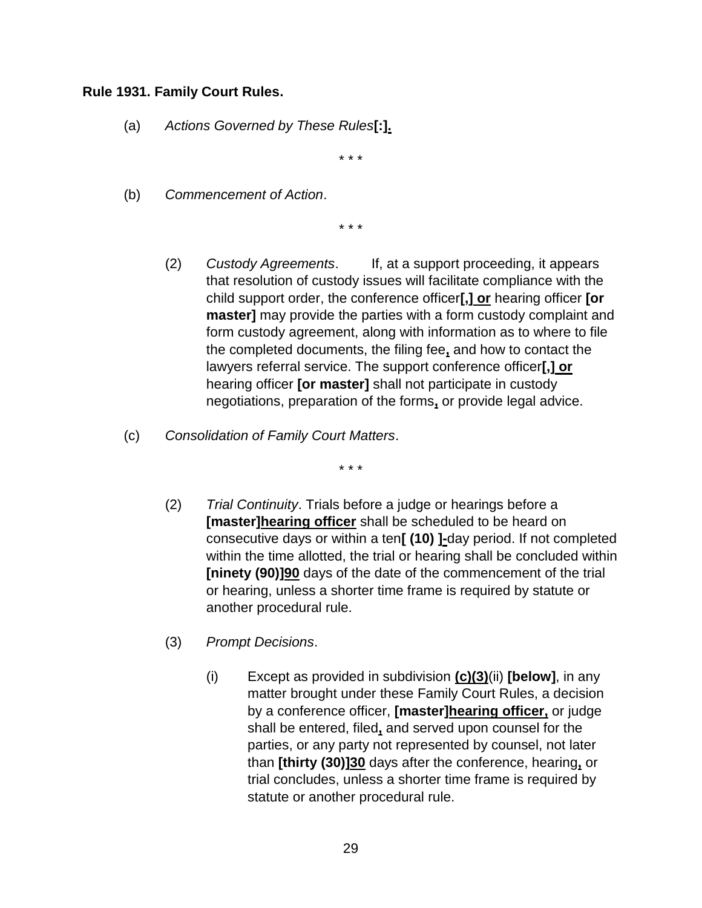**Rule 1931. Family Court Rules.**

(a) *Actions Governed by These Rules***[:]**<u>.</u>

\* \* \*

(b) *Commencement of Action*.

\* \* \*

(2) *Custody Agreements*. If, at a support proceeding, it appears that resolution of custody issues will facilitate compliance with the child support order, the conference officer**[,]**<u>**or**</u> hearing officer **[or master]** may provide the parties with a form custody complaint and form custody agreement, along with information as to where to file the completed documents, the filing fee<u>**,**</u> and how to contact the lawyers referral service. The support conference officer**[,]**<u>**or**</u> hearing officer **[or master]** shall not participate in custody negotiations, preparation of the forms<u>**,**</u> or provide legal advice.

(c) *Consolidation of Family Court Matters*.

\* \* \*

(2) *Trial Continuity*. Trials before a judge or hearings before a **[master]**<u>**hearing officer**</u> shall be scheduled to be heard on consecutive days or within a ten**[ (10) ]**<u>**-**</u>day period. If not completed within the time allotted, the trial or hearing shall be concluded within **[ninety (90)]**<u>**90**</u> days of the date of the commencement of the trial or hearing, unless a shorter time frame is required by statute or another procedural rule.

(3) *Prompt Decisions*.

(i) Except as provided in subdivision <u>**(c)(3)**</u>(ii) **[below]**, in any matter brought under these Family Court Rules, a decision by a conference officer, **[master]**<u>**hearing officer,**</u> or judge shall be entered, filed<u>**,**</u> and served upon counsel for the parties, or any party not represented by counsel, not later than **[thirty (30)]**<u>**30**</u> days after the conference, hearing<u>**,**</u> or trial concludes, unless a shorter time frame is required by statute or another procedural rule.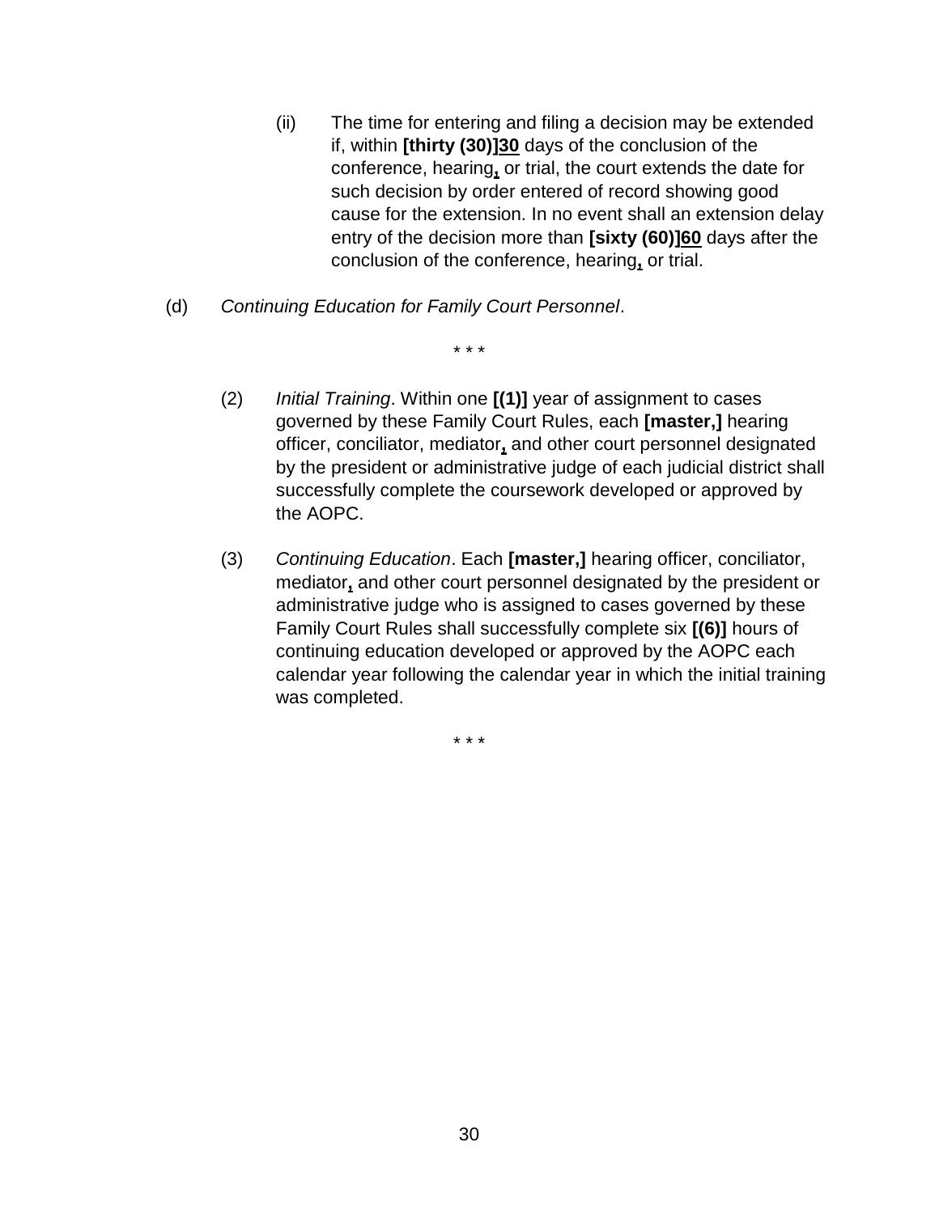(ii) The time for entering and filing a decision may be extended if, within **[thirty (30)]**<u>**30**</u> days of the conclusion of the conference, hearing<u>**,**</u> or trial, the court extends the date for such decision by order entered of record showing good cause for the extension. In no event shall an extension delay entry of the decision more than **[sixty (60)]**<u>**60**</u> days after the conclusion of the conference, hearing<u>**,**</u> or trial.

(d) *Continuing Education for Family Court Personnel*.

\* \* \*

(2) *Initial Training*. Within one **[(1)]** year of assignment to cases governed by these Family Court Rules, each **[master,]** hearing officer, conciliator, mediator<u>**,**</u> and other court personnel designated by the president or administrative judge of each judicial district shall successfully complete the coursework developed or approved by the AOPC.

(3) *Continuing Education*. Each **[master,]** hearing officer, conciliator, mediator<u>**,**</u> and other court personnel designated by the president or administrative judge who is assigned to cases governed by these Family Court Rules shall successfully complete six **[(6)]** hours of continuing education developed or approved by the AOPC each calendar year following the calendar year in which the initial training was completed.

\* \* \*